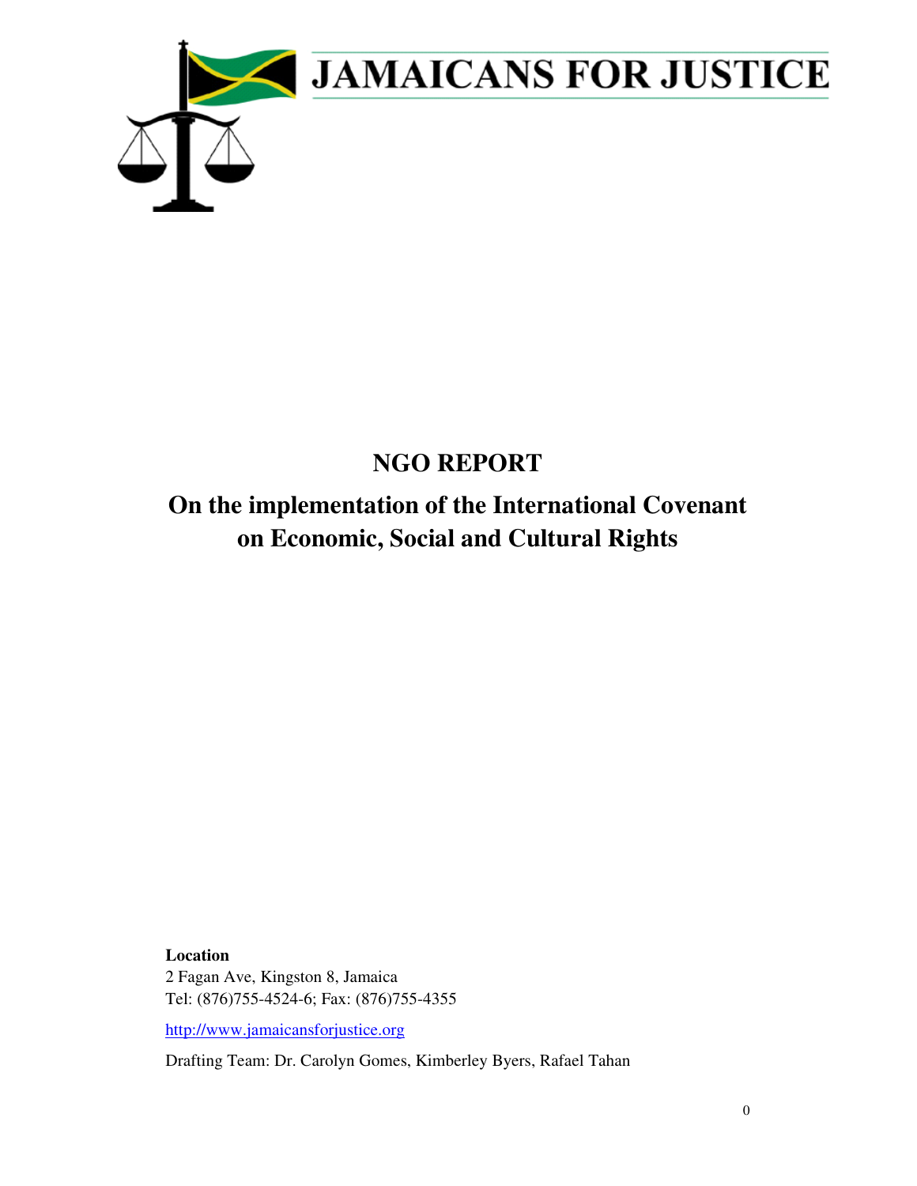# JAMAICANS FOR JUSTICE

## NGO REPORT

## On the implementation of the International Covenant on Economic, Social and Cultural Rights

**Location**
2 Fagan Ave, Kingston 8, Jamaica
Tel: (876)755-4524-6; Fax: (876)755-4355

http://www.jamaicansforjustice.org

Drafting Team: Dr. Carolyn Gomes, Kimberley Byers, Rafael Tahan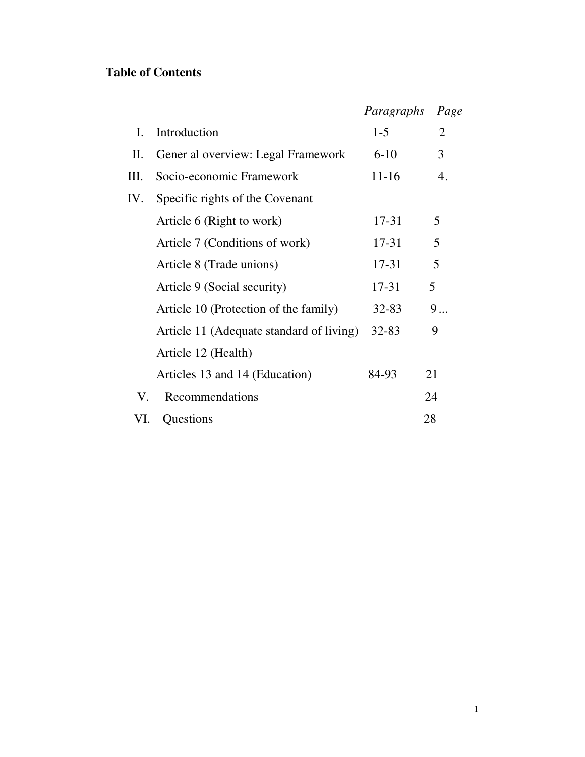# Table of Contents

| | | *Paragraphs* | *Page* |
|---|---|---|---|
| I. | Introduction | 1-5 | 2 |
| II. | Gener al overview: Legal Framework | 6-10 | 3 |
| III. | Socio-economic Framework | 11-16 | 4. |
| IV. | Specific rights of the Covenant | | |
| | Article 6 (Right to work) | 17-31 | 5 |
| | Article 7 (Conditions of work) | 17-31 | 5 |
| | Article 8 (Trade unions) | 17-31 | 5 |
| | Article 9 (Social security) | 17-31 | 5 |
| | Article 10 (Protection of the family) | 32-83 | 9 ... |
| | Article 11 (Adequate standard of living) | 32-83 | 9 |
| | Article 12 (Health) | | |
| | Articles 13 and 14 (Education) | 84-93 | 21 |
| V. | Recommendations | | 24 |
| VI. | Questions | | 28 |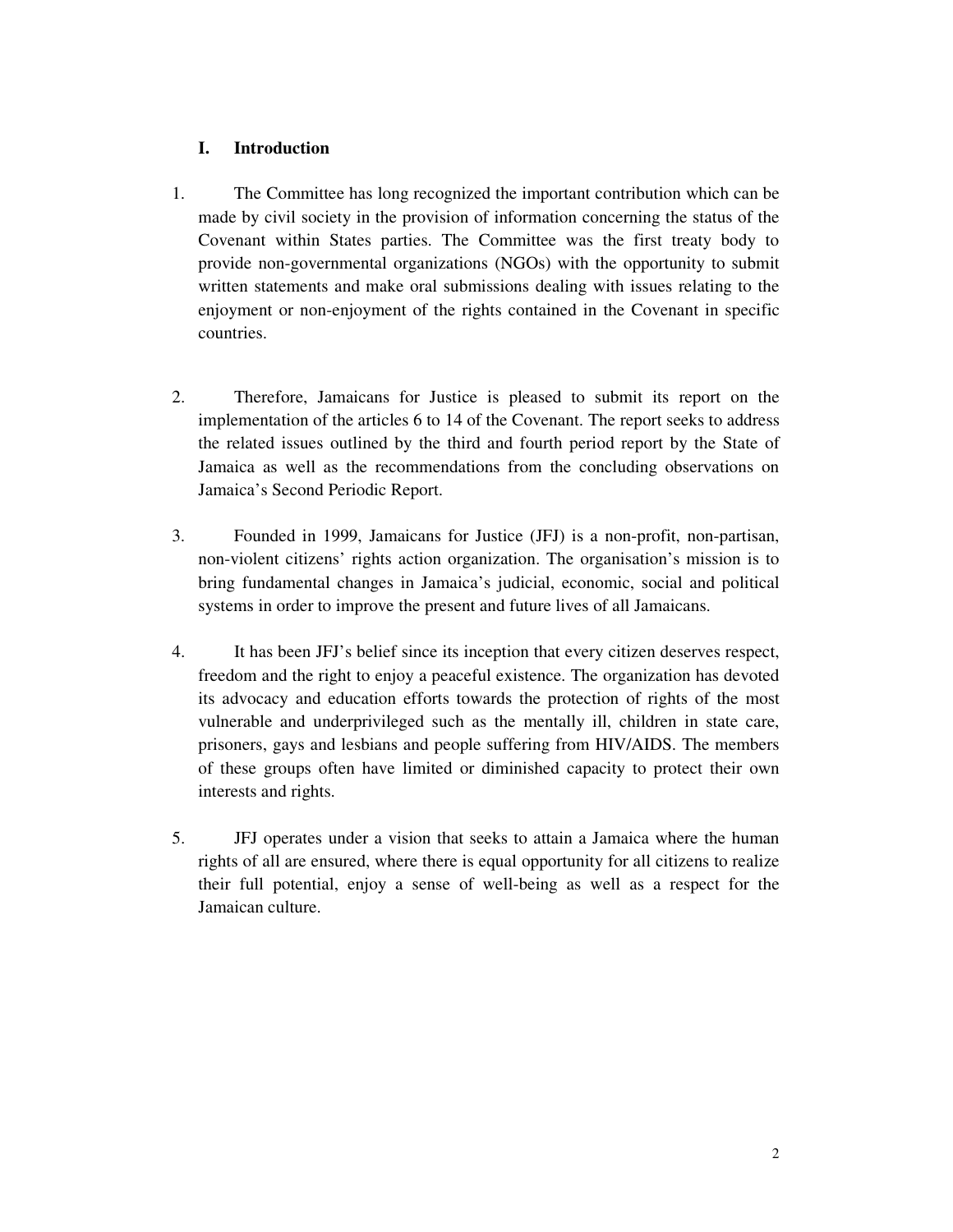## I. Introduction

1. The Committee has long recognized the important contribution which can be made by civil society in the provision of information concerning the status of the Covenant within States parties. The Committee was the first treaty body to provide non-governmental organizations (NGOs) with the opportunity to submit written statements and make oral submissions dealing with issues relating to the enjoyment or non-enjoyment of the rights contained in the Covenant in specific countries.

2. Therefore, Jamaicans for Justice is pleased to submit its report on the implementation of the articles 6 to 14 of the Covenant. The report seeks to address the related issues outlined by the third and fourth period report by the State of Jamaica as well as the recommendations from the concluding observations on Jamaica's Second Periodic Report.

3. Founded in 1999, Jamaicans for Justice (JFJ) is a non-profit, non-partisan, non-violent citizens' rights action organization. The organisation's mission is to bring fundamental changes in Jamaica's judicial, economic, social and political systems in order to improve the present and future lives of all Jamaicans.

4. It has been JFJ's belief since its inception that every citizen deserves respect, freedom and the right to enjoy a peaceful existence. The organization has devoted its advocacy and education efforts towards the protection of rights of the most vulnerable and underprivileged such as the mentally ill, children in state care, prisoners, gays and lesbians and people suffering from HIV/AIDS. The members of these groups often have limited or diminished capacity to protect their own interests and rights.

5. JFJ operates under a vision that seeks to attain a Jamaica where the human rights of all are ensured, where there is equal opportunity for all citizens to realize their full potential, enjoy a sense of well-being as well as a respect for the Jamaican culture.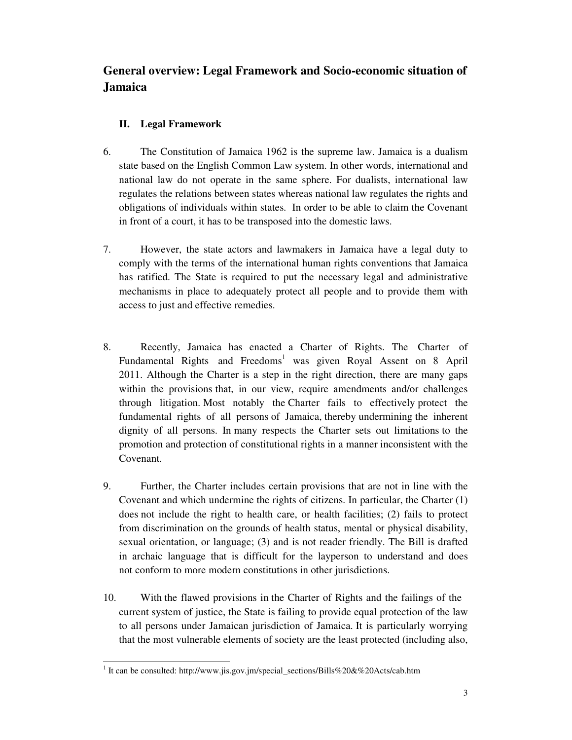## General overview: Legal Framework and Socio-economic situation of Jamaica

### II. Legal Framework

6. The Constitution of Jamaica 1962 is the supreme law. Jamaica is a dualism state based on the English Common Law system. In other words, international and national law do not operate in the same sphere. For dualists, international law regulates the relations between states whereas national law regulates the rights and obligations of individuals within states. In order to be able to claim the Covenant in front of a court, it has to be transposed into the domestic laws.

7. However, the state actors and lawmakers in Jamaica have a legal duty to comply with the terms of the international human rights conventions that Jamaica has ratified. The State is required to put the necessary legal and administrative mechanisms in place to adequately protect all people and to provide them with access to just and effective remedies.

8. Recently, Jamaica has enacted a Charter of Rights. The Charter of Fundamental Rights and Freedoms[1] was given Royal Assent on 8 April 2011. Although the Charter is a step in the right direction, there are many gaps within the provisions that, in our view, require amendments and/or challenges through litigation. Most notably the Charter fails to effectively protect the fundamental rights of all persons of Jamaica, thereby undermining the inherent dignity of all persons. In many respects the Charter sets out limitations to the promotion and protection of constitutional rights in a manner inconsistent with the Covenant.

9. Further, the Charter includes certain provisions that are not in line with the Covenant and which undermine the rights of citizens. In particular, the Charter (1) does not include the right to health care, or health facilities; (2) fails to protect from discrimination on the grounds of health status, mental or physical disability, sexual orientation, or language; (3) and is not reader friendly. The Bill is drafted in archaic language that is difficult for the layperson to understand and does not conform to more modern constitutions in other jurisdictions.

10. With the flawed provisions in the Charter of Rights and the failings of the current system of justice, the State is failing to provide equal protection of the law to all persons under Jamaican jurisdiction of Jamaica. It is particularly worrying that the most vulnerable elements of society are the least protected (including also,

[1] It can be consulted: http://www.jis.gov.jm/special_sections/Bills%20&%20Acts/cab.htm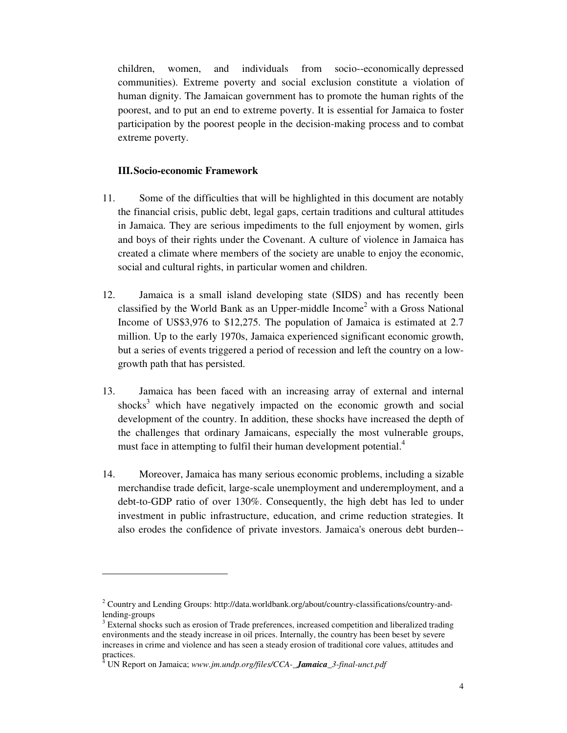children, women, and individuals from socio--economically depressed communities). Extreme poverty and social exclusion constitute a violation of human dignity. The Jamaican government has to promote the human rights of the poorest, and to put an end to extreme poverty. It is essential for Jamaica to foster participation by the poorest people in the decision-making process and to combat extreme poverty.

## III. Socio-economic Framework

11. Some of the difficulties that will be highlighted in this document are notably the financial crisis, public debt, legal gaps, certain traditions and cultural attitudes in Jamaica. They are serious impediments to the full enjoyment by women, girls and boys of their rights under the Covenant. A culture of violence in Jamaica has created a climate where members of the society are unable to enjoy the economic, social and cultural rights, in particular women and children.

12. Jamaica is a small island developing state (SIDS) and has recently been classified by the World Bank as an Upper-middle Income[2] with a Gross National Income of US$3,976 to $12,275. The population of Jamaica is estimated at 2.7 million. Up to the early 1970s, Jamaica experienced significant economic growth, but a series of events triggered a period of recession and left the country on a low-growth path that has persisted.

13. Jamaica has been faced with an increasing array of external and internal shocks[3] which have negatively impacted on the economic growth and social development of the country. In addition, these shocks have increased the depth of the challenges that ordinary Jamaicans, especially the most vulnerable groups, must face in attempting to fulfil their human development potential.[4]

14. Moreover, Jamaica has many serious economic problems, including a sizable merchandise trade deficit, large-scale unemployment and underemployment, and a debt-to-GDP ratio of over 130%. Consequently, the high debt has led to under investment in public infrastructure, education, and crime reduction strategies. It also erodes the confidence of private investors. Jamaica's onerous debt burden--

---

[2] Country and Lending Groups: http://data.worldbank.org/about/country-classifications/country-and-lending-groups

[3] External shocks such as erosion of Trade preferences, increased competition and liberalized trading environments and the steady increase in oil prices. Internally, the country has been beset by severe increases in crime and violence and has seen a steady erosion of traditional core values, attitudes and practices.

[4] UN Report on Jamaica; *www.jm.undp.org/files/CCA-**_Jamaica**_3-final-unct.pdf*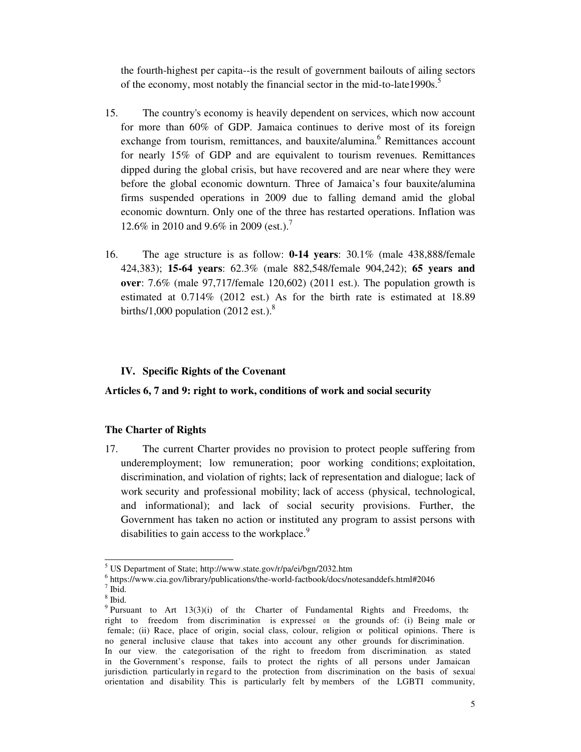the fourth-highest per capita--is the result of government bailouts of ailing sectors of the economy, most notably the financial sector in the mid-to-late1990s.[5]

15. The country's economy is heavily dependent on services, which now account for more than 60% of GDP. Jamaica continues to derive most of its foreign exchange from tourism, remittances, and bauxite/alumina.[6] Remittances account for nearly 15% of GDP and are equivalent to tourism revenues. Remittances dipped during the global crisis, but have recovered and are near where they were before the global economic downturn. Three of Jamaica's four bauxite/alumina firms suspended operations in 2009 due to falling demand amid the global economic downturn. Only one of the three has restarted operations. Inflation was 12.6% in 2010 and 9.6% in 2009 (est.).[7]

16. The age structure is as follow: **0-14 years**: 30.1% (male 438,888/female 424,383); **15-64 years**: 62.3% (male 882,548/female 904,242); **65 years and over**: 7.6% (male 97,717/female 120,602) (2011 est.). The population growth is estimated at 0.714% (2012 est.) As for the birth rate is estimated at 18.89 births/1,000 population (2012 est.).[8]

## IV. Specific Rights of the Covenant

### Articles 6, 7 and 9: right to work, conditions of work and social security

#### The Charter of Rights

17. The current Charter provides no provision to protect people suffering from underemployment; low remuneration; poor working conditions; exploitation, discrimination, and violation of rights; lack of representation and dialogue; lack of work security and professional mobility; lack of access (physical, technological, and informational); and lack of social security provisions. Further, the Government has taken no action or instituted any program to assist persons with disabilities to gain access to the workplace.[9]

---

[5] US Department of State; http://www.state.gov/r/pa/ei/bgn/2032.htm

[6] https://www.cia.gov/library/publications/the-world-factbook/docs/notesanddefs.html#2046

[7] Ibid.

[8] Ibid.

[9] Pursuant to Art 13(3)(i) of the Charter of Fundamental Rights and Freedoms, the right to freedom from discrimination is expressed on the grounds of: (i) Being male or female; (ii) Race, place of origin, social class, colour, religion or political opinions. There is no general inclusive clause that takes into account any other grounds for discrimination. In our view, the categorisation of the right to freedom from discrimination, as stated in the Government's response, fails to protect the rights of all persons under Jamaican jurisdiction, particularly in regard to the protection from discrimination on the basis of sexual orientation and disability. This is particularly felt by members of the LGBTI community,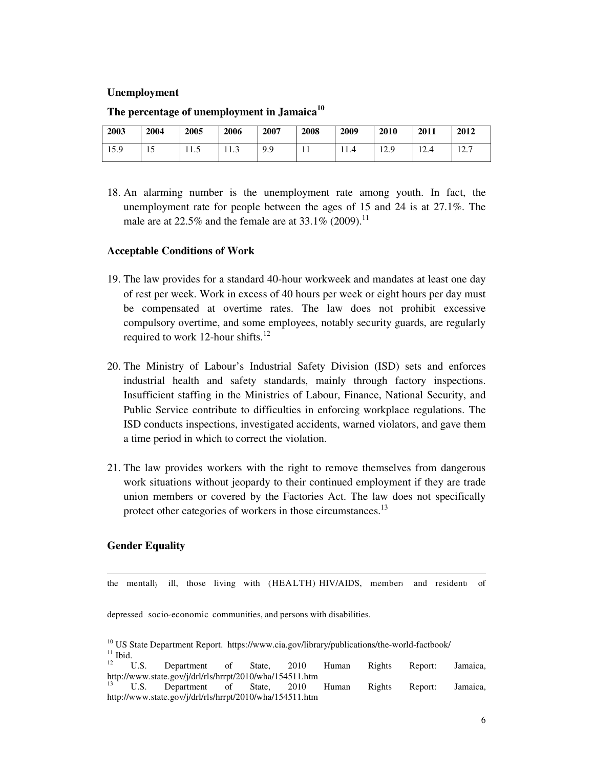**Unemployment**

**The percentage of unemployment in Jamaica**[10]

| 2003 | 2004 | 2005 | 2006 | 2007 | 2008 | 2009 | 2010 | 2011 | 2012 |
|---|---|---|---|---|---|---|---|---|---|
| 15.9 | 15 | 11.5 | 11.3 | 9.9 | 11 | 11.4 | 12.9 | 12.4 | 12.7 |

18. An alarming number is the unemployment rate among youth. In fact, the unemployment rate for people between the ages of 15 and 24 is at 27.1%. The male are at 22.5% and the female are at 33.1% (2009).[11]

**Acceptable Conditions of Work**

19. The law provides for a standard 40-hour workweek and mandates at least one day of rest per week. Work in excess of 40 hours per week or eight hours per day must be compensated at overtime rates. The law does not prohibit excessive compulsory overtime, and some employees, notably security guards, are regularly required to work 12-hour shifts.[12]

20. The Ministry of Labour's Industrial Safety Division (ISD) sets and enforces industrial health and safety standards, mainly through factory inspections. Insufficient staffing in the Ministries of Labour, Finance, National Security, and Public Service contribute to difficulties in enforcing workplace regulations. The ISD conducts inspections, investigated accidents, warned violators, and gave them a time period in which to correct the violation.

21. The law provides workers with the right to remove themselves from dangerous work situations without jeopardy to their continued employment if they are trade union members or covered by the Factories Act. The law does not specifically protect other categories of workers in those circumstances.[13]

**Gender Equality**

---

the mentally ill, those living with (HEALTH) HIV/AIDS, members and residents of depressed socio-economic communities, and persons with disabilities.

[10] US State Department Report. https://www.cia.gov/library/publications/the-world-factbook/

[11] Ibid.

[12] U.S. Department of State, 2010 Human Rights Report: Jamaica, http://www.state.gov/j/drl/rls/hrrpt/2010/wha/154511.htm

[13] U.S. Department of State, 2010 Human Rights Report: Jamaica, http://www.state.gov/j/drl/rls/hrrpt/2010/wha/154511.htm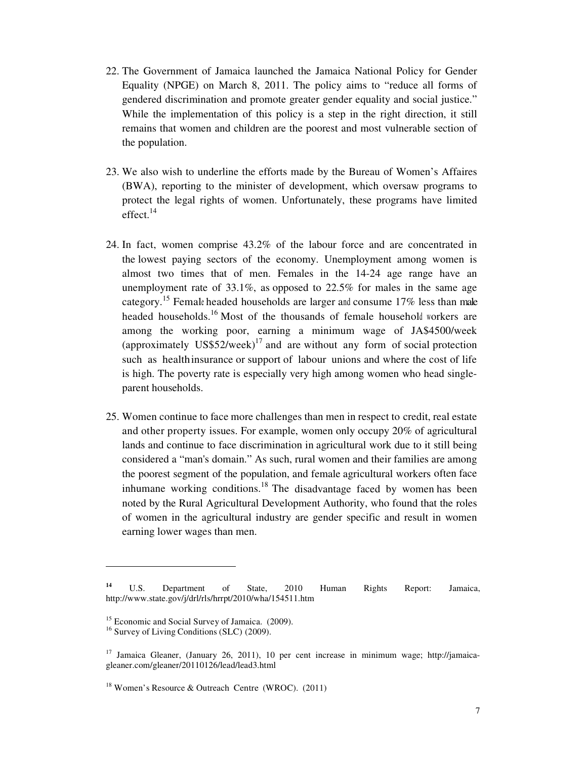22. The Government of Jamaica launched the Jamaica National Policy for Gender Equality (NPGE) on March 8, 2011. The policy aims to "reduce all forms of gendered discrimination and promote greater gender equality and social justice." While the implementation of this policy is a step in the right direction, it still remains that women and children are the poorest and most vulnerable section of the population.

23. We also wish to underline the efforts made by the Bureau of Women's Affaires (BWA), reporting to the minister of development, which oversaw programs to protect the legal rights of women. Unfortunately, these programs have limited effect.[14]

24. In fact, women comprise 43.2% of the labour force and are concentrated in the lowest paying sectors of the economy. Unemployment among women is almost two times that of men. Females in the 14-24 age range have an unemployment rate of 33.1%, as opposed to 22.5% for males in the same age category.[15] Female headed households are larger and consume 17% less than male headed households.[16] Most of the thousands of female household workers are among the working poor, earning a minimum wage of JA$4500/week (approximately US$52/week)[17] and are without any form of social protection such as health insurance or support of labour unions and where the cost of life is high. The poverty rate is especially very high among women who head single-parent households.

25. Women continue to face more challenges than men in respect to credit, real estate and other property issues. For example, women only occupy 20% of agricultural lands and continue to face discrimination in agricultural work due to it still being considered a "man's domain." As such, rural women and their families are among the poorest segment of the population, and female agricultural workers often face inhumane working conditions.[18] The disadvantage faced by women has been noted by the Rural Agricultural Development Authority, who found that the roles of women in the agricultural industry are gender specific and result in women earning lower wages than men.

---

[14] U.S. Department of State, 2010 Human Rights Report: Jamaica, http://www.state.gov/j/drl/rls/hrrpt/2010/wha/154511.htm

[15] Economic and Social Survey of Jamaica. (2009).

[16] Survey of Living Conditions (SLC) (2009).

[17] Jamaica Gleaner, (January 26, 2011), 10 per cent increase in minimum wage; http://jamaica-gleaner.com/gleaner/20110126/lead/lead3.html

[18] Women's Resource & Outreach Centre (WROC). (2011)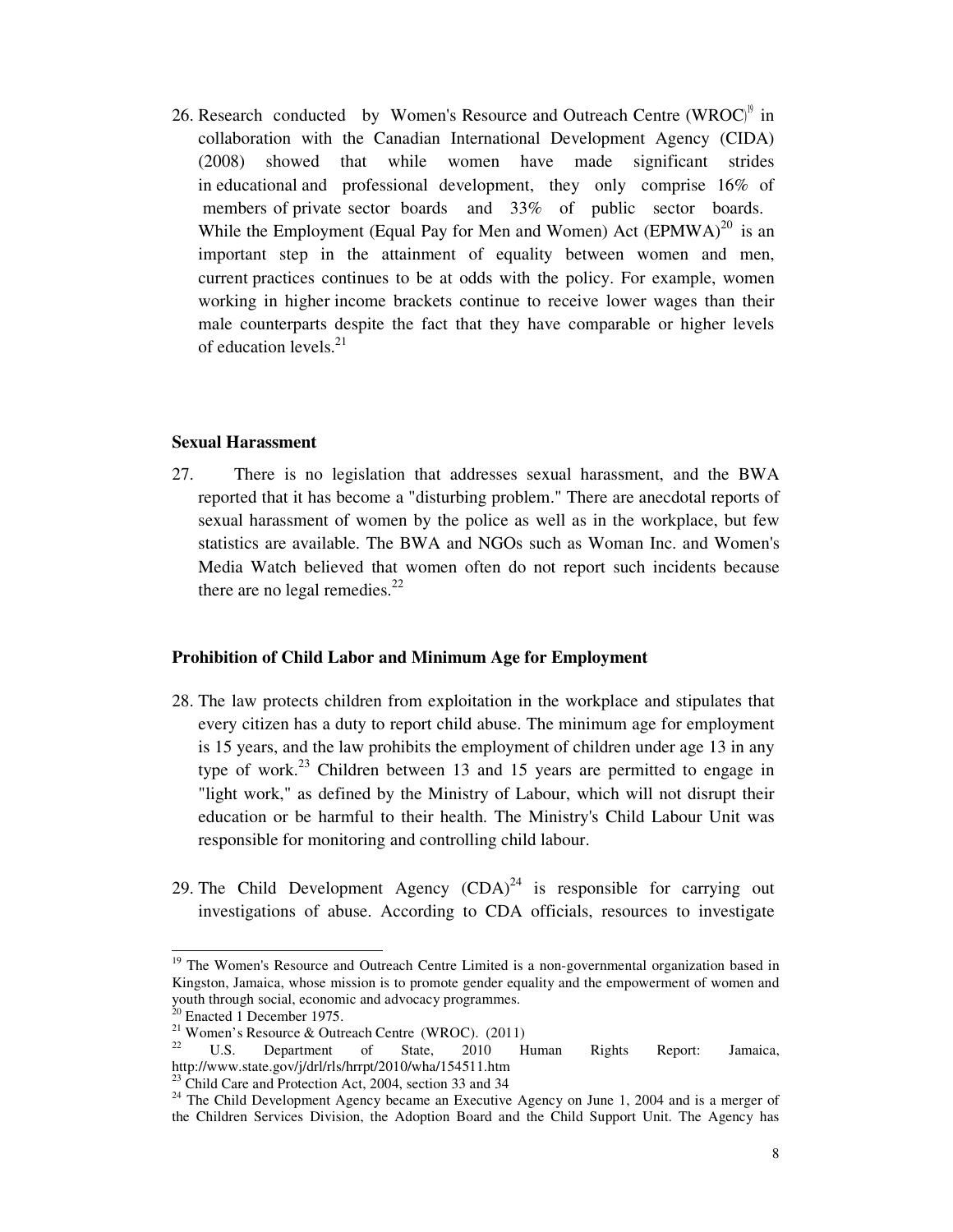26. Research conducted by Women's Resource and Outreach Centre (WROC)[19] in collaboration with the Canadian International Development Agency (CIDA) (2008) showed that while women have made significant strides in educational and professional development, they only comprise 16% of members of private sector boards and 33% of public sector boards. While the Employment (Equal Pay for Men and Women) Act (EPMWA)[20] is an important step in the attainment of equality between women and men, current practices continues to be at odds with the policy. For example, women working in higher income brackets continue to receive lower wages than their male counterparts despite the fact that they have comparable or higher levels of education levels.[21]

**Sexual Harassment**

27. There is no legislation that addresses sexual harassment, and the BWA reported that it has become a "disturbing problem." There are anecdotal reports of sexual harassment of women by the police as well as in the workplace, but few statistics are available. The BWA and NGOs such as Woman Inc. and Women's Media Watch believed that women often do not report such incidents because there are no legal remedies.[22]

**Prohibition of Child Labor and Minimum Age for Employment**

28. The law protects children from exploitation in the workplace and stipulates that every citizen has a duty to report child abuse. The minimum age for employment is 15 years, and the law prohibits the employment of children under age 13 in any type of work.[23] Children between 13 and 15 years are permitted to engage in "light work," as defined by the Ministry of Labour, which will not disrupt their education or be harmful to their health. The Ministry's Child Labour Unit was responsible for monitoring and controlling child labour.

29. The Child Development Agency (CDA)[24] is responsible for carrying out investigations of abuse. According to CDA officials, resources to investigate

---

[19] The Women's Resource and Outreach Centre Limited is a non-governmental organization based in Kingston, Jamaica, whose mission is to promote gender equality and the empowerment of women and youth through social, economic and advocacy programmes.

[20] Enacted 1 December 1975.

[21] Women's Resource & Outreach Centre (WROC). (2011)

[22] U.S. Department of State, 2010 Human Rights Report: Jamaica, http://www.state.gov/j/drl/rls/hrrpt/2010/wha/154511.htm

[23] Child Care and Protection Act, 2004, section 33 and 34

[24] The Child Development Agency became an Executive Agency on June 1, 2004 and is a merger of the Children Services Division, the Adoption Board and the Child Support Unit. The Agency has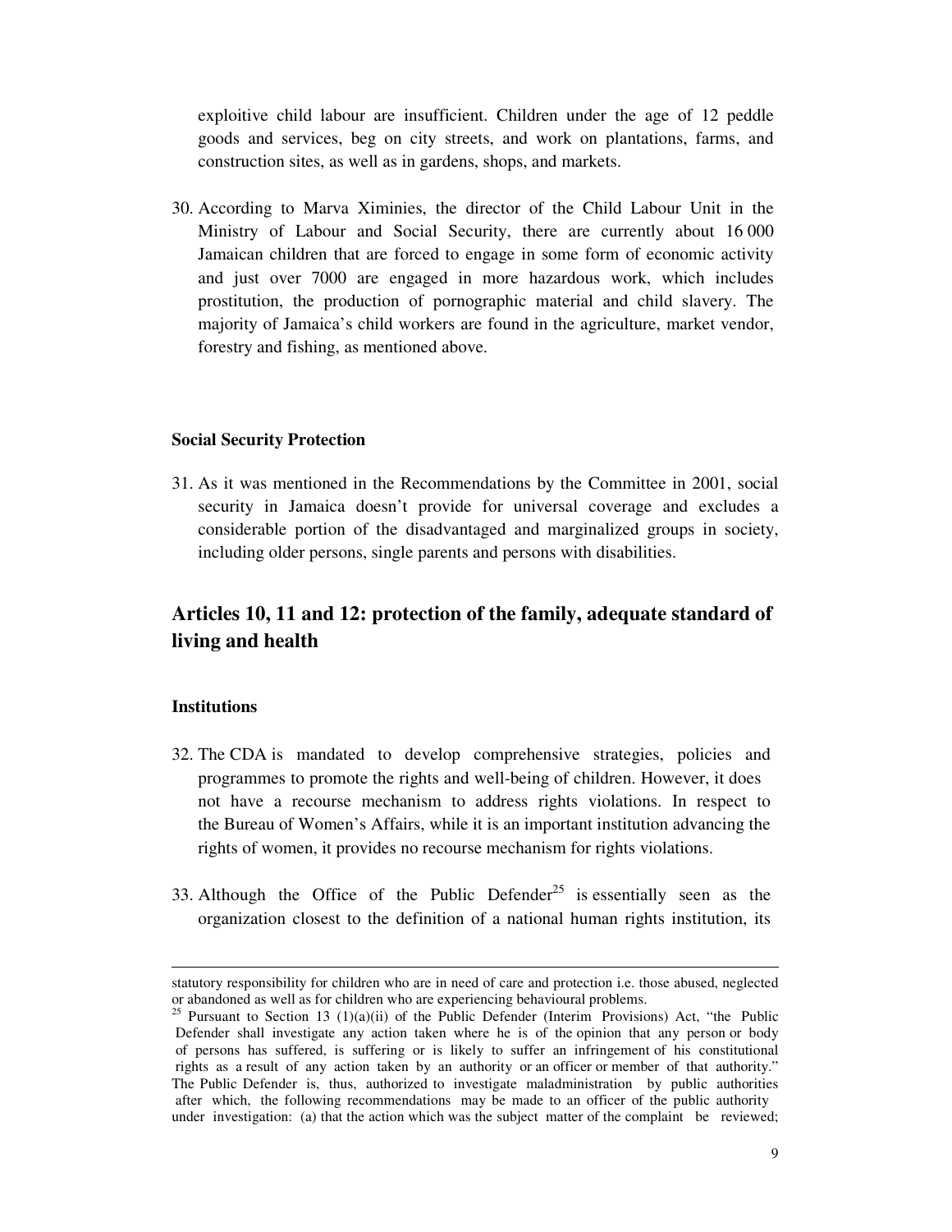exploitive child labour are insufficient. Children under the age of 12 peddle goods and services, beg on city streets, and work on plantations, farms, and construction sites, as well as in gardens, shops, and markets.

30. According to Marva Ximinies, the director of the Child Labour Unit in the Ministry of Labour and Social Security, there are currently about 16 000 Jamaican children that are forced to engage in some form of economic activity and just over 7000 are engaged in more hazardous work, which includes prostitution, the production of pornographic material and child slavery. The majority of Jamaica's child workers are found in the agriculture, market vendor, forestry and fishing, as mentioned above.

**Social Security Protection**

31. As it was mentioned in the Recommendations by the Committee in 2001, social security in Jamaica doesn't provide for universal coverage and excludes a considerable portion of the disadvantaged and marginalized groups in society, including older persons, single parents and persons with disabilities.

## Articles 10, 11 and 12: protection of the family, adequate standard of living and health

**Institutions**

32. The CDA is mandated to develop comprehensive strategies, policies and programmes to promote the rights and well-being of children. However, it does not have a recourse mechanism to address rights violations. In respect to the Bureau of Women's Affairs, while it is an important institution advancing the rights of women, it provides no recourse mechanism for rights violations.

33. Although the Office of the Public Defender[25] is essentially seen as the organization closest to the definition of a national human rights institution, its

---

statutory responsibility for children who are in need of care and protection i.e. those abused, neglected or abandoned as well as for children who are experiencing behavioural problems.

[25] Pursuant to Section 13 (1)(a)(ii) of the Public Defender (Interim Provisions) Act, "the Public Defender shall investigate any action taken where he is of the opinion that any person or body of persons has suffered, is suffering or is likely to suffer an infringement of his constitutional rights as a result of any action taken by an authority or an officer or member of that authority." The Public Defender is, thus, authorized to investigate maladministration by public authorities after which, the following recommendations may be made to an officer of the public authority under investigation: (a) that the action which was the subject matter of the complaint be reviewed;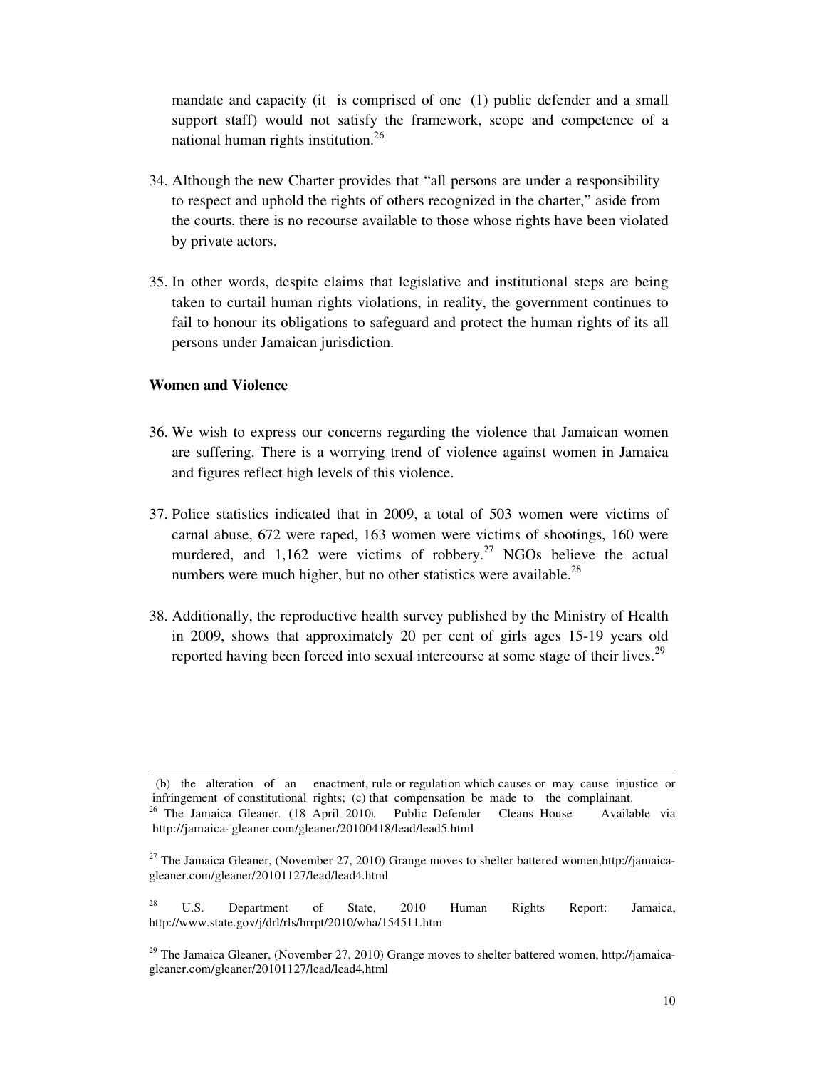mandate and capacity (it is comprised of one (1) public defender and a small support staff) would not satisfy the framework, scope and competence of a national human rights institution.[26]

34. Although the new Charter provides that "all persons are under a responsibility to respect and uphold the rights of others recognized in the charter," aside from the courts, there is no recourse available to those whose rights have been violated by private actors.

35. In other words, despite claims that legislative and institutional steps are being taken to curtail human rights violations, in reality, the government continues to fail to honour its obligations to safeguard and protect the human rights of its all persons under Jamaican jurisdiction.

**Women and Violence**

36. We wish to express our concerns regarding the violence that Jamaican women are suffering. There is a worrying trend of violence against women in Jamaica and figures reflect high levels of this violence.

37. Police statistics indicated that in 2009, a total of 503 women were victims of carnal abuse, 672 were raped, 163 women were victims of shootings, 160 were murdered, and 1,162 were victims of robbery.[27] NGOs believe the actual numbers were much higher, but no other statistics were available.[28]

38. Additionally, the reproductive health survey published by the Ministry of Health in 2009, shows that approximately 20 per cent of girls ages 15-19 years old reported having been forced into sexual intercourse at some stage of their lives.[29]

---

(b) the alteration of an enactment, rule or regulation which causes or may cause injustice or infringement of constitutional rights; (c) that compensation be made to the complainant.

[26] The Jamaica Gleaner. (18 April 2010). Public Defender Cleans House. Available via http://jamaica-gleaner.com/gleaner/20100418/lead/lead5.html

[27] The Jamaica Gleaner, (November 27, 2010) Grange moves to shelter battered women,http://jamaica-gleaner.com/gleaner/20101127/lead/lead4.html

[28] U.S. Department of State, 2010 Human Rights Report: Jamaica, http://www.state.gov/j/drl/rls/hrrpt/2010/wha/154511.htm

[29] The Jamaica Gleaner, (November 27, 2010) Grange moves to shelter battered women, http://jamaica-gleaner.com/gleaner/20101127/lead/lead4.html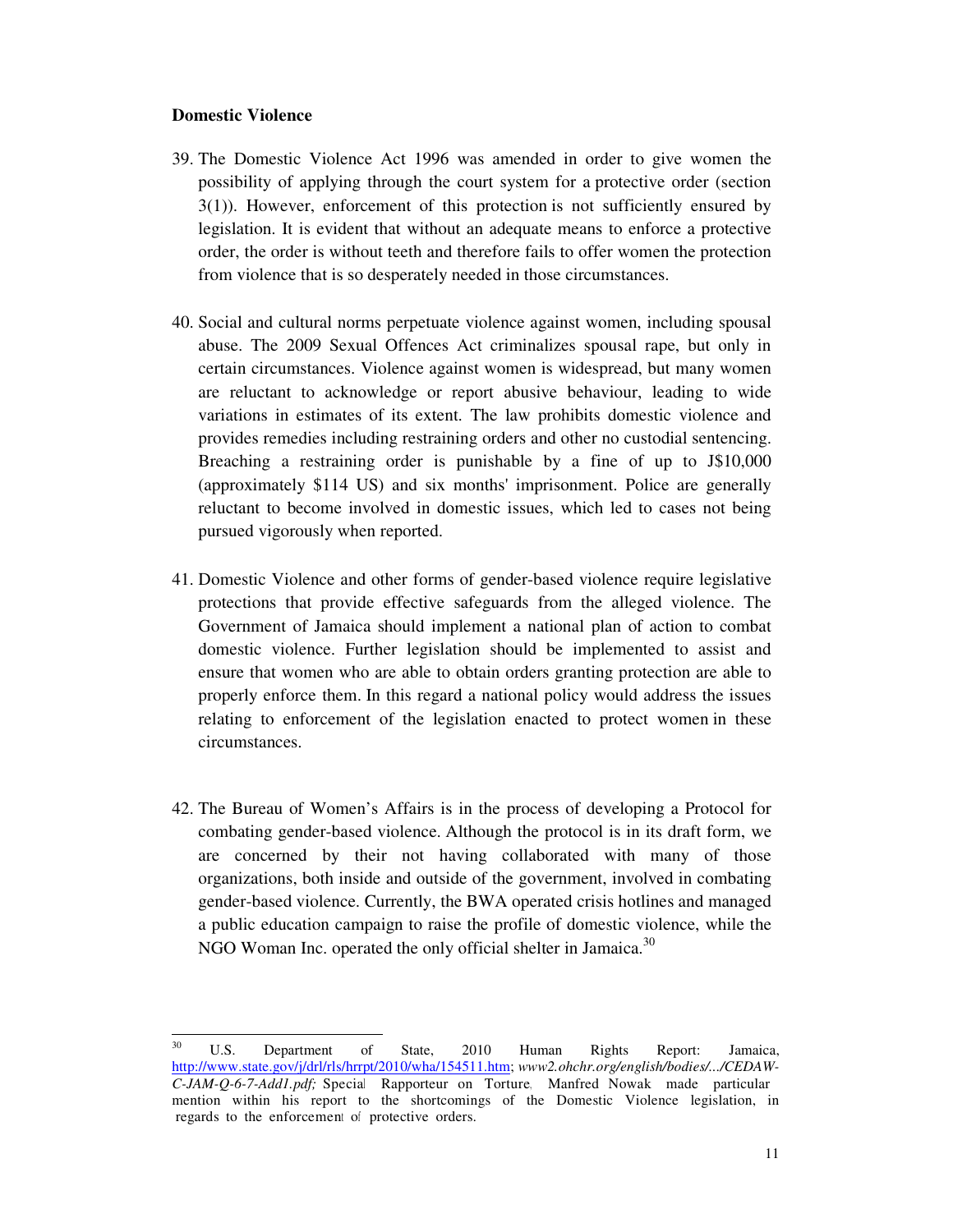**Domestic Violence**

39. The Domestic Violence Act 1996 was amended in order to give women the possibility of applying through the court system for a protective order (section 3(1)). However, enforcement of this protection is not sufficiently ensured by legislation. It is evident that without an adequate means to enforce a protective order, the order is without teeth and therefore fails to offer women the protection from violence that is so desperately needed in those circumstances.

40. Social and cultural norms perpetuate violence against women, including spousal abuse. The 2009 Sexual Offences Act criminalizes spousal rape, but only in certain circumstances. Violence against women is widespread, but many women are reluctant to acknowledge or report abusive behaviour, leading to wide variations in estimates of its extent. The law prohibits domestic violence and provides remedies including restraining orders and other no custodial sentencing. Breaching a restraining order is punishable by a fine of up to J$10,000 (approximately $114 US) and six months' imprisonment. Police are generally reluctant to become involved in domestic issues, which led to cases not being pursued vigorously when reported.

41. Domestic Violence and other forms of gender-based violence require legislative protections that provide effective safeguards from the alleged violence. The Government of Jamaica should implement a national plan of action to combat domestic violence. Further legislation should be implemented to assist and ensure that women who are able to obtain orders granting protection are able to properly enforce them. In this regard a national policy would address the issues relating to enforcement of the legislation enacted to protect women in these circumstances.

42. The Bureau of Women's Affairs is in the process of developing a Protocol for combating gender-based violence. Although the protocol is in its draft form, we are concerned by their not having collaborated with many of those organizations, both inside and outside of the government, involved in combating gender-based violence. Currently, the BWA operated crisis hotlines and managed a public education campaign to raise the profile of domestic violence, while the NGO Woman Inc. operated the only official shelter in Jamaica.[30]

---

[30] U.S. Department of State, 2010 Human Rights Report: Jamaica, http://www.state.gov/j/drl/rls/hrrpt/2010/wha/154511.htm; *www2.ohchr.org/english/bodies/.../CEDAW-C-JAM-Q-6-7-Add1.pdf;* Special Rapporteur on Torture, Manfred Nowak made particular mention within his report to the shortcomings of the Domestic Violence legislation, in regards to the enforcement of protective orders.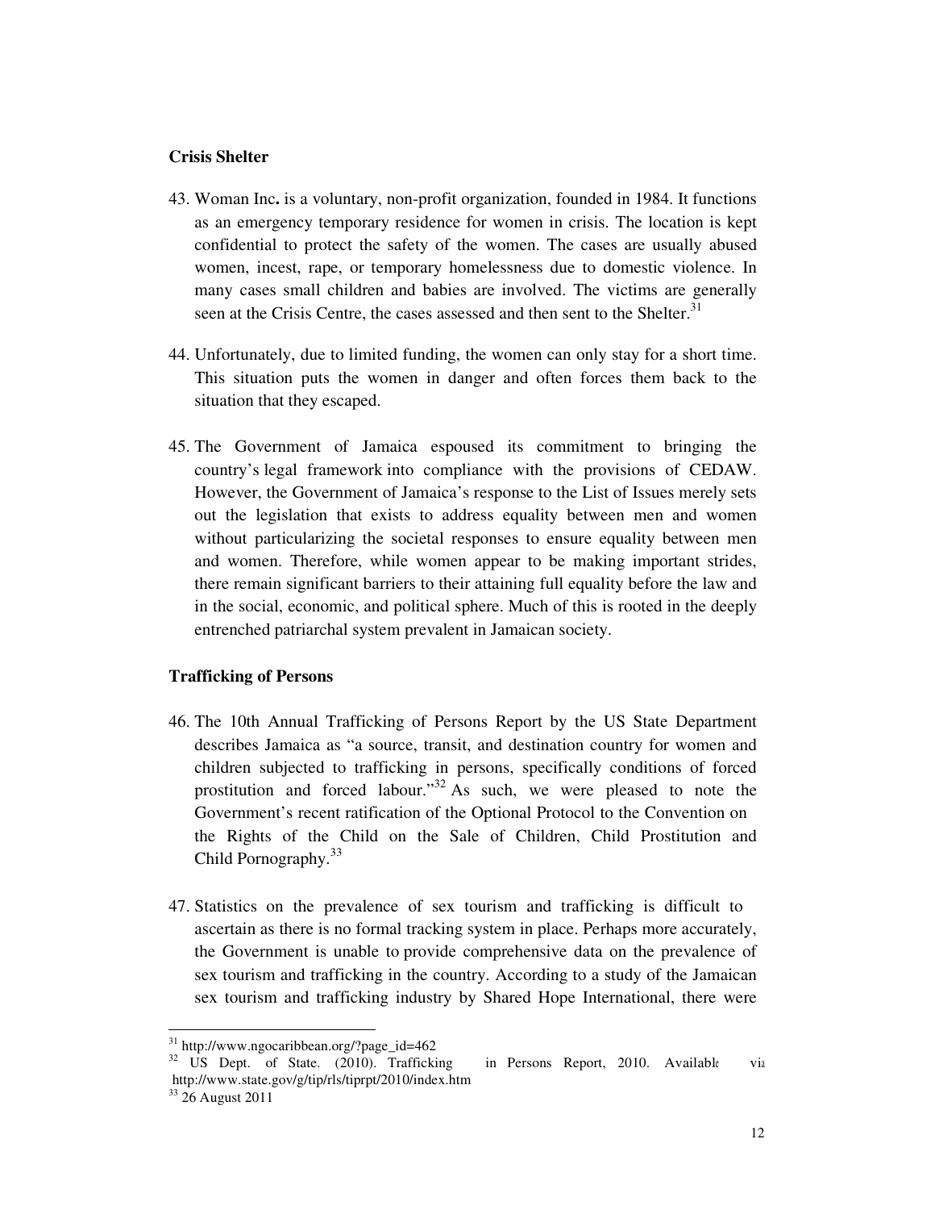**Crisis Shelter**

43. Woman Inc**.** is a voluntary, non-profit organization, founded in 1984. It functions as an emergency temporary residence for women in crisis. The location is kept confidential to protect the safety of the women. The cases are usually abused women, incest, rape, or temporary homelessness due to domestic violence. In many cases small children and babies are involved. The victims are generally seen at the Crisis Centre, the cases assessed and then sent to the Shelter.[31]

44. Unfortunately, due to limited funding, the women can only stay for a short time. This situation puts the women in danger and often forces them back to the situation that they escaped.

45. The Government of Jamaica espoused its commitment to bringing the country's legal framework into compliance with the provisions of CEDAW. However, the Government of Jamaica's response to the List of Issues merely sets out the legislation that exists to address equality between men and women without particularizing the societal responses to ensure equality between men and women. Therefore, while women appear to be making important strides, there remain significant barriers to their attaining full equality before the law and in the social, economic, and political sphere. Much of this is rooted in the deeply entrenched patriarchal system prevalent in Jamaican society.

**Trafficking of Persons**

46. The 10th Annual Trafficking of Persons Report by the US State Department describes Jamaica as "a source, transit, and destination country for women and children subjected to trafficking in persons, specifically conditions of forced prostitution and forced labour."[32] As such, we were pleased to note the Government's recent ratification of the Optional Protocol to the Convention on the Rights of the Child on the Sale of Children, Child Prostitution and Child Pornography.[33]

47. Statistics on the prevalence of sex tourism and trafficking is difficult to ascertain as there is no formal tracking system in place. Perhaps more accurately, the Government is unable to provide comprehensive data on the prevalence of sex tourism and trafficking in the country. According to a study of the Jamaican sex tourism and trafficking industry by Shared Hope International, there were

---

[31] http://www.ngocaribbean.org/?page_id=462

[32] US Dept. of State. (2010). Trafficking in Persons Report, 2010. Available via http://www.state.gov/g/tip/rls/tiprpt/2010/index.htm

[33] 26 August 2011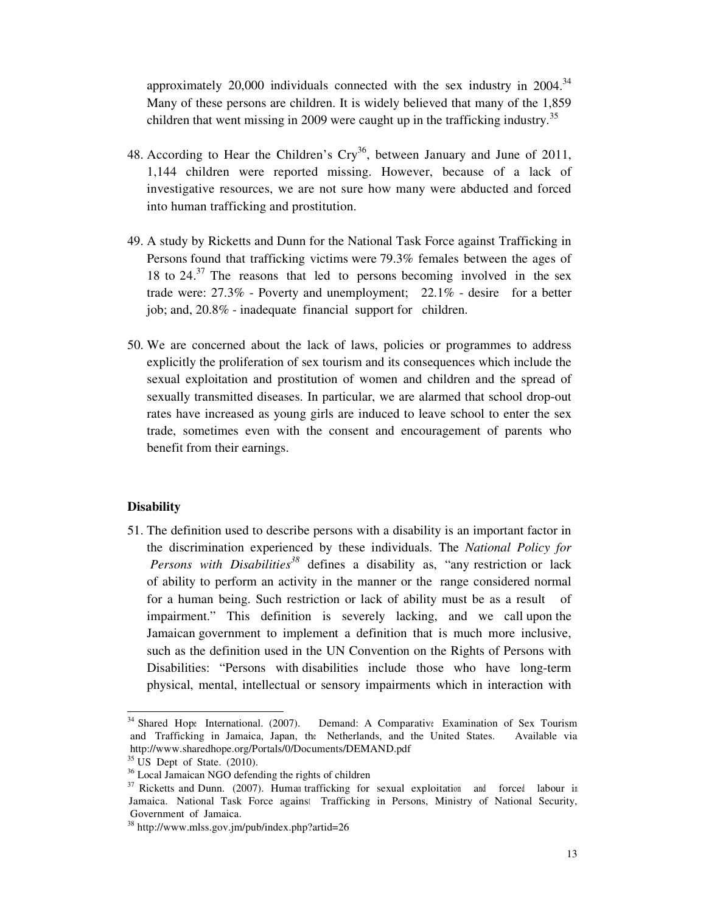approximately 20,000 individuals connected with the sex industry in 2004.[34] Many of these persons are children. It is widely believed that many of the 1,859 children that went missing in 2009 were caught up in the trafficking industry.[35]

48. According to Hear the Children's Cry[36], between January and June of 2011, 1,144 children were reported missing. However, because of a lack of investigative resources, we are not sure how many were abducted and forced into human trafficking and prostitution.

49. A study by Ricketts and Dunn for the National Task Force against Trafficking in Persons found that trafficking victims were 79.3% females between the ages of 18 to 24.[37] The reasons that led to persons becoming involved in the sex trade were: 27.3% - Poverty and unemployment; 22.1% - desire for a better job; and, 20.8% - inadequate financial support for children.

50. We are concerned about the lack of laws, policies or programmes to address explicitly the proliferation of sex tourism and its consequences which include the sexual exploitation and prostitution of women and children and the spread of sexually transmitted diseases. In particular, we are alarmed that school drop-out rates have increased as young girls are induced to leave school to enter the sex trade, sometimes even with the consent and encouragement of parents who benefit from their earnings.

**Disability**

51. The definition used to describe persons with a disability is an important factor in the discrimination experienced by these individuals. The *National Policy for Persons with Disabilities*[38] defines a disability as, "any restriction or lack of ability to perform an activity in the manner or the range considered normal for a human being. Such restriction or lack of ability must be as a result of impairment." This definition is severely lacking, and we call upon the Jamaican government to implement a definition that is much more inclusive, such as the definition used in the UN Convention on the Rights of Persons with Disabilities: "Persons with disabilities include those who have long-term physical, mental, intellectual or sensory impairments which in interaction with

---

[34] Shared Hope International. (2007). Demand: A Comparative Examination of Sex Tourism and Trafficking in Jamaica, Japan, the Netherlands, and the United States. Available via http://www.sharedhope.org/Portals/0/Documents/DEMAND.pdf

[35] US Dept of State. (2010).

[36] Local Jamaican NGO defending the rights of children

[37] Ricketts and Dunn. (2007). Human trafficking for sexual exploitation and forced labour in Jamaica. National Task Force against Trafficking in Persons, Ministry of National Security, Government of Jamaica.

[38] http://www.mlss.gov.jm/pub/index.php?artid=26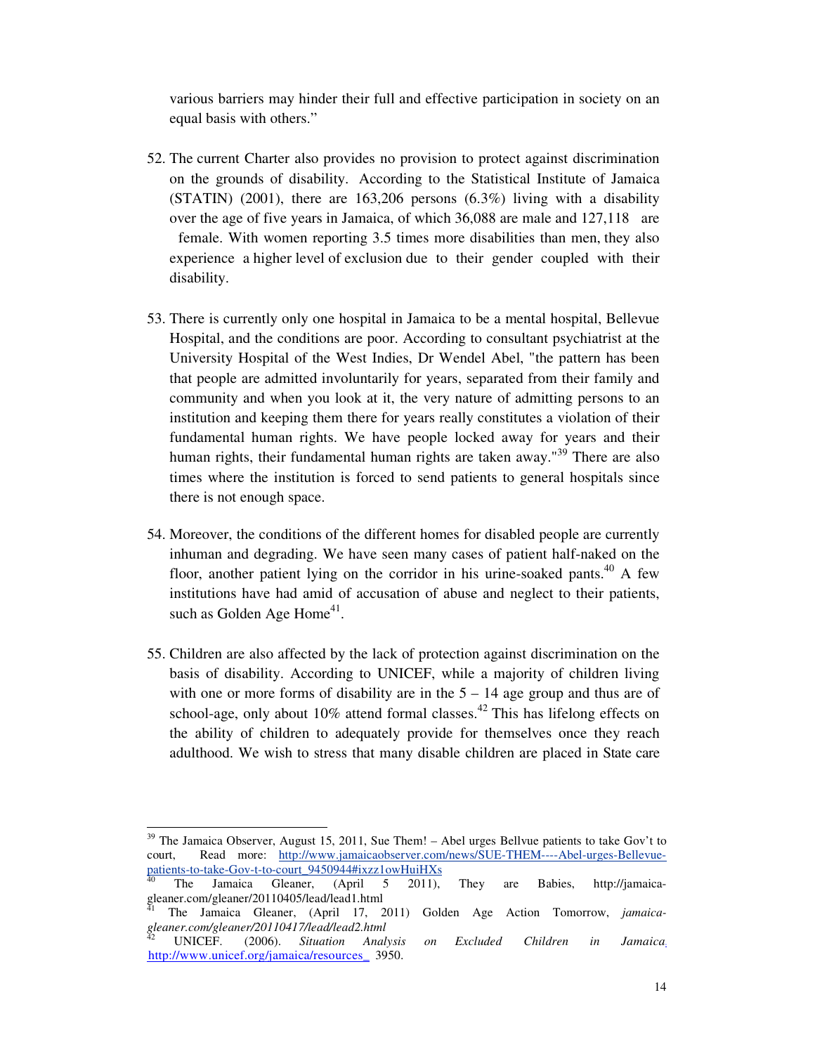various barriers may hinder their full and effective participation in society on an equal basis with others."

52. The current Charter also provides no provision to protect against discrimination on the grounds of disability. According to the Statistical Institute of Jamaica (STATIN) (2001), there are 163,206 persons (6.3%) living with a disability over the age of five years in Jamaica, of which 36,088 are male and 127,118 are female. With women reporting 3.5 times more disabilities than men, they also experience a higher level of exclusion due to their gender coupled with their disability.

53. There is currently only one hospital in Jamaica to be a mental hospital, Bellevue Hospital, and the conditions are poor. According to consultant psychiatrist at the University Hospital of the West Indies, Dr Wendel Abel, "the pattern has been that people are admitted involuntarily for years, separated from their family and community and when you look at it, the very nature of admitting persons to an institution and keeping them there for years really constitutes a violation of their fundamental human rights. We have people locked away for years and their human rights, their fundamental human rights are taken away."[39] There are also times where the institution is forced to send patients to general hospitals since there is not enough space.

54. Moreover, the conditions of the different homes for disabled people are currently inhuman and degrading. We have seen many cases of patient half-naked on the floor, another patient lying on the corridor in his urine-soaked pants.[40] A few institutions have had amid of accusation of abuse and neglect to their patients, such as Golden Age Home[41].

55. Children are also affected by the lack of protection against discrimination on the basis of disability. According to UNICEF, while a majority of children living with one or more forms of disability are in the 5 – 14 age group and thus are of school-age, only about 10% attend formal classes.[42] This has lifelong effects on the ability of children to adequately provide for themselves once they reach adulthood. We wish to stress that many disable children are placed in State care

---

[39] The Jamaica Observer, August 15, 2011, Sue Them! – Abel urges Bellvue patients to take Gov't to court, Read more: http://www.jamaicaobserver.com/news/SUE-THEM----Abel-urges-Bellevue-patients-to-take-Gov-t-to-court_9450944#ixzz1owHuiHXs

[40] The Jamaica Gleaner, (April 5 2011), They are Babies, http://jamaica-gleaner.com/gleaner/20110405/lead/lead1.html

[41] The Jamaica Gleaner, (April 17, 2011) Golden Age Action Tomorrow, *jamaica-gleaner.com/gleaner/20110417/lead/lead2.html*

[42] UNICEF. (2006). *Situation Analysis on Excluded Children in Jamaica*. http://www.unicef.org/jamaica/resources_ 3950.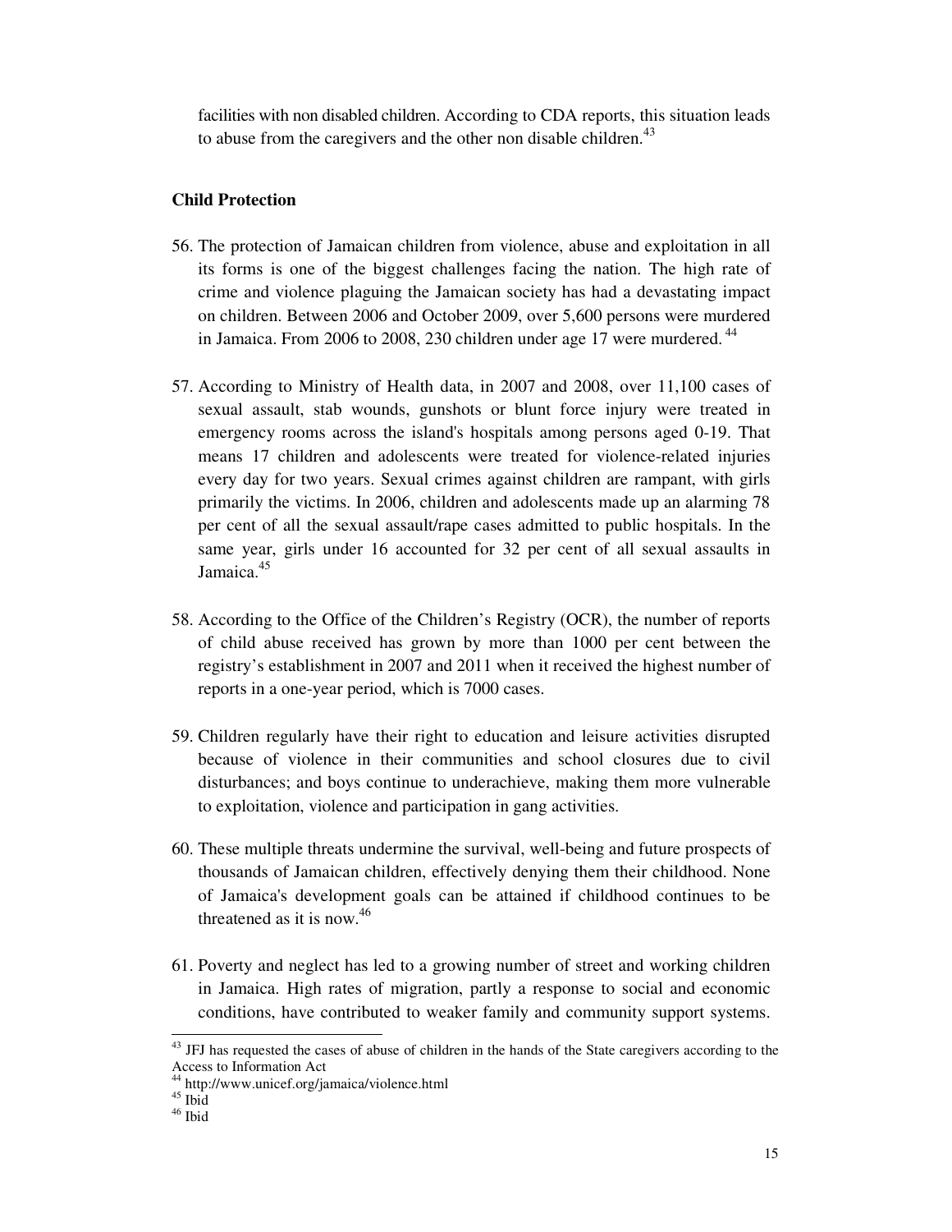facilities with non disabled children. According to CDA reports, this situation leads to abuse from the caregivers and the other non disable children.[43]

**Child Protection**

56. The protection of Jamaican children from violence, abuse and exploitation in all its forms is one of the biggest challenges facing the nation. The high rate of crime and violence plaguing the Jamaican society has had a devastating impact on children. Between 2006 and October 2009, over 5,600 persons were murdered in Jamaica. From 2006 to 2008, 230 children under age 17 were murdered.[44]

57. According to Ministry of Health data, in 2007 and 2008, over 11,100 cases of sexual assault, stab wounds, gunshots or blunt force injury were treated in emergency rooms across the island's hospitals among persons aged 0-19. That means 17 children and adolescents were treated for violence-related injuries every day for two years. Sexual crimes against children are rampant, with girls primarily the victims. In 2006, children and adolescents made up an alarming 78 per cent of all the sexual assault/rape cases admitted to public hospitals. In the same year, girls under 16 accounted for 32 per cent of all sexual assaults in Jamaica.[45]

58. According to the Office of the Children's Registry (OCR), the number of reports of child abuse received has grown by more than 1000 per cent between the registry's establishment in 2007 and 2011 when it received the highest number of reports in a one-year period, which is 7000 cases.

59. Children regularly have their right to education and leisure activities disrupted because of violence in their communities and school closures due to civil disturbances; and boys continue to underachieve, making them more vulnerable to exploitation, violence and participation in gang activities.

60. These multiple threats undermine the survival, well-being and future prospects of thousands of Jamaican children, effectively denying them their childhood. None of Jamaica's development goals can be attained if childhood continues to be threatened as it is now.[46]

61. Poverty and neglect has led to a growing number of street and working children in Jamaica. High rates of migration, partly a response to social and economic conditions, have contributed to weaker family and community support systems.

---

[43] JFJ has requested the cases of abuse of children in the hands of the State caregivers according to the Access to Information Act

[44] http://www.unicef.org/jamaica/violence.html

[45] Ibid

[46] Ibid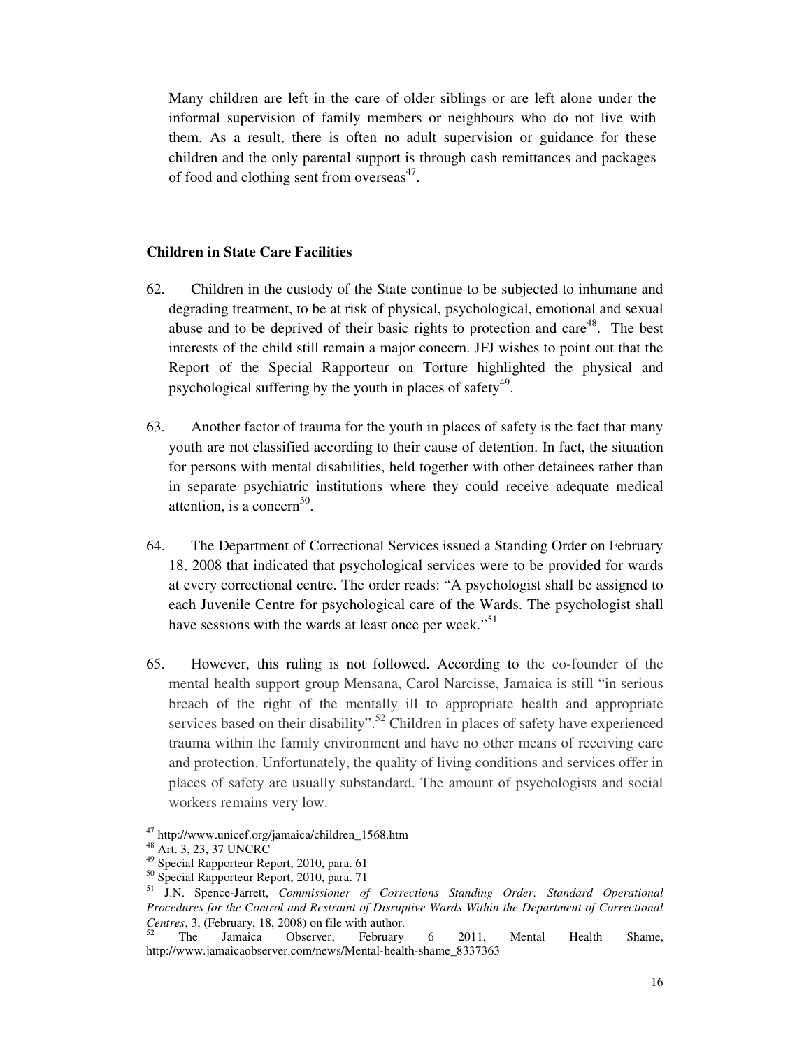Many children are left in the care of older siblings or are left alone under the informal supervision of family members or neighbours who do not live with them. As a result, there is often no adult supervision or guidance for these children and the only parental support is through cash remittances and packages of food and clothing sent from overseas[47].

**Children in State Care Facilities**

62. Children in the custody of the State continue to be subjected to inhumane and degrading treatment, to be at risk of physical, psychological, emotional and sexual abuse and to be deprived of their basic rights to protection and care[48]. The best interests of the child still remain a major concern. JFJ wishes to point out that the Report of the Special Rapporteur on Torture highlighted the physical and psychological suffering by the youth in places of safety[49].

63. Another factor of trauma for the youth in places of safety is the fact that many youth are not classified according to their cause of detention. In fact, the situation for persons with mental disabilities, held together with other detainees rather than in separate psychiatric institutions where they could receive adequate medical attention, is a concern[50].

64. The Department of Correctional Services issued a Standing Order on February 18, 2008 that indicated that psychological services were to be provided for wards at every correctional centre. The order reads: "A psychologist shall be assigned to each Juvenile Centre for psychological care of the Wards. The psychologist shall have sessions with the wards at least once per week."[51]

65. However, this ruling is not followed. According to the co-founder of the mental health support group Mensana, Carol Narcisse, Jamaica is still "in serious breach of the right of the mentally ill to appropriate health and appropriate services based on their disability".[52] Children in places of safety have experienced trauma within the family environment and have no other means of receiving care and protection. Unfortunately, the quality of living conditions and services offer in places of safety are usually substandard. The amount of psychologists and social workers remains very low.

---

[47] http://www.unicef.org/jamaica/children_1568.htm

[48] Art. 3, 23, 37 UNCRC

[49] Special Rapporteur Report, 2010, para. 61

[50] Special Rapporteur Report, 2010, para. 71

[51] J.N. Spence-Jarrett, *Commissioner of Corrections Standing Order: Standard Operational Procedures for the Control and Restraint of Disruptive Wards Within the Department of Correctional Centres*, 3, (February, 18, 2008) on file with author.

[52] The Jamaica Observer, February 6 2011, Mental Health Shame, http://www.jamaicaobserver.com/news/Mental-health-shame_8337363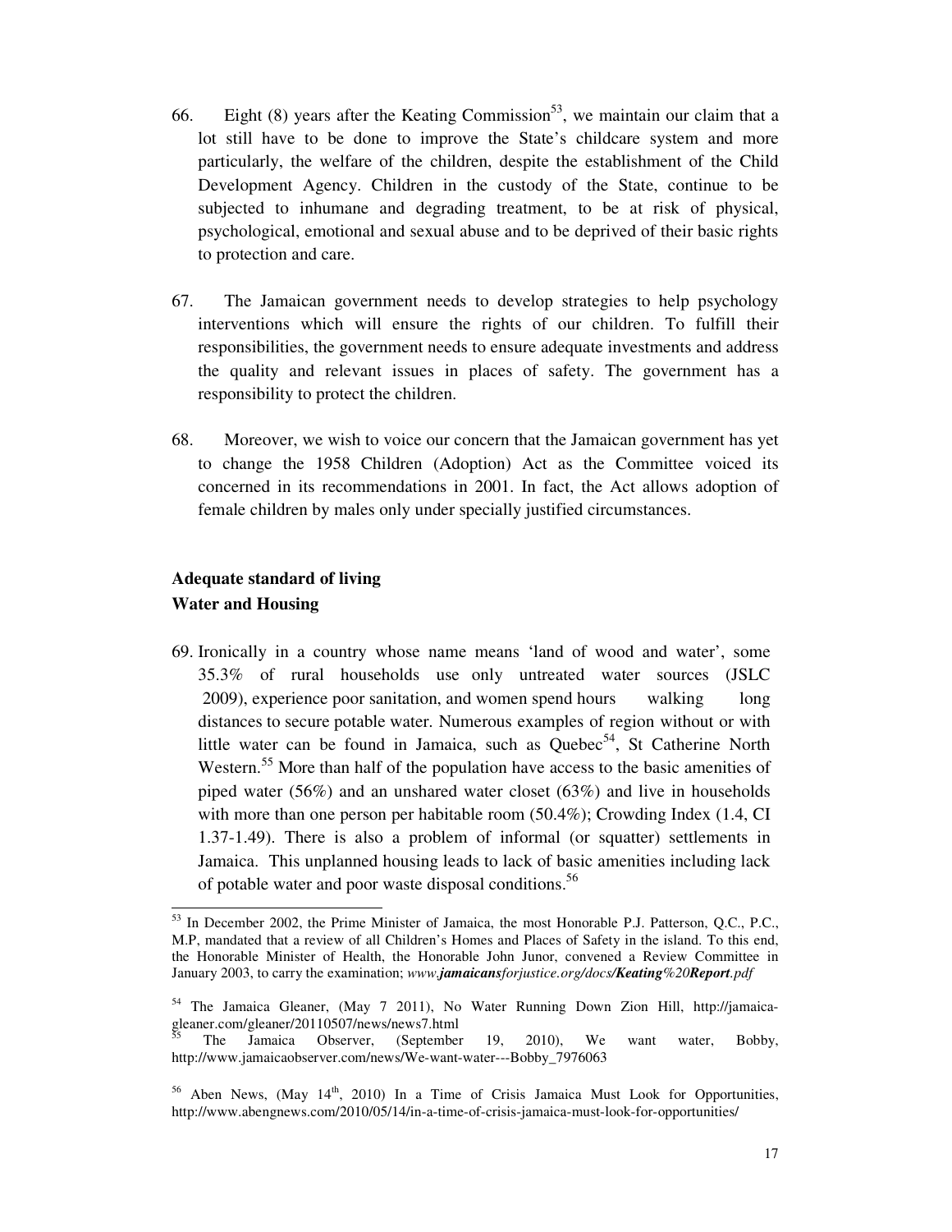66. Eight (8) years after the Keating Commission[53], we maintain our claim that a lot still have to be done to improve the State's childcare system and more particularly, the welfare of the children, despite the establishment of the Child Development Agency. Children in the custody of the State, continue to be subjected to inhumane and degrading treatment, to be at risk of physical, psychological, emotional and sexual abuse and to be deprived of their basic rights to protection and care.

67. The Jamaican government needs to develop strategies to help psychology interventions which will ensure the rights of our children. To fulfill their responsibilities, the government needs to ensure adequate investments and address the quality and relevant issues in places of safety. The government has a responsibility to protect the children.

68. Moreover, we wish to voice our concern that the Jamaican government has yet to change the 1958 Children (Adoption) Act as the Committee voiced its concerned in its recommendations in 2001. In fact, the Act allows adoption of female children by males only under specially justified circumstances.

**Adequate standard of living**
**Water and Housing**

69. Ironically in a country whose name means 'land of wood and water', some 35.3% of rural households use only untreated water sources (JSLC 2009), experience poor sanitation, and women spend hours walking long distances to secure potable water. Numerous examples of region without or with little water can be found in Jamaica, such as Quebec[54], St Catherine North Western.[55] More than half of the population have access to the basic amenities of piped water (56%) and an unshared water closet (63%) and live in households with more than one person per habitable room (50.4%); Crowding Index (1.4, CI 1.37-1.49). There is also a problem of informal (or squatter) settlements in Jamaica. This unplanned housing leads to lack of basic amenities including lack of potable water and poor waste disposal conditions.[56]

---

[53] In December 2002, the Prime Minister of Jamaica, the most Honorable P.J. Patterson, Q.C., P.C., M.P, mandated that a review of all Children's Homes and Places of Safety in the island. To this end, the Honorable Minister of Health, the Honorable John Junor, convened a Review Committee in January 2003, to carry the examination; *www.**jamaicans**forjustice.org/docs/**Keating**%20**Report**.pdf*

[54] The Jamaica Gleaner, (May 7 2011), No Water Running Down Zion Hill, http://jamaica-gleaner.com/gleaner/20110507/news/news7.html

[55] The Jamaica Observer, (September 19, 2010), We want water, Bobby, http://www.jamaicaobserver.com/news/We-want-water---Bobby_7976063

[56] Aben News, (May 14th, 2010) In a Time of Crisis Jamaica Must Look for Opportunities, http://www.abengnews.com/2010/05/14/in-a-time-of-crisis-jamaica-must-look-for-opportunities/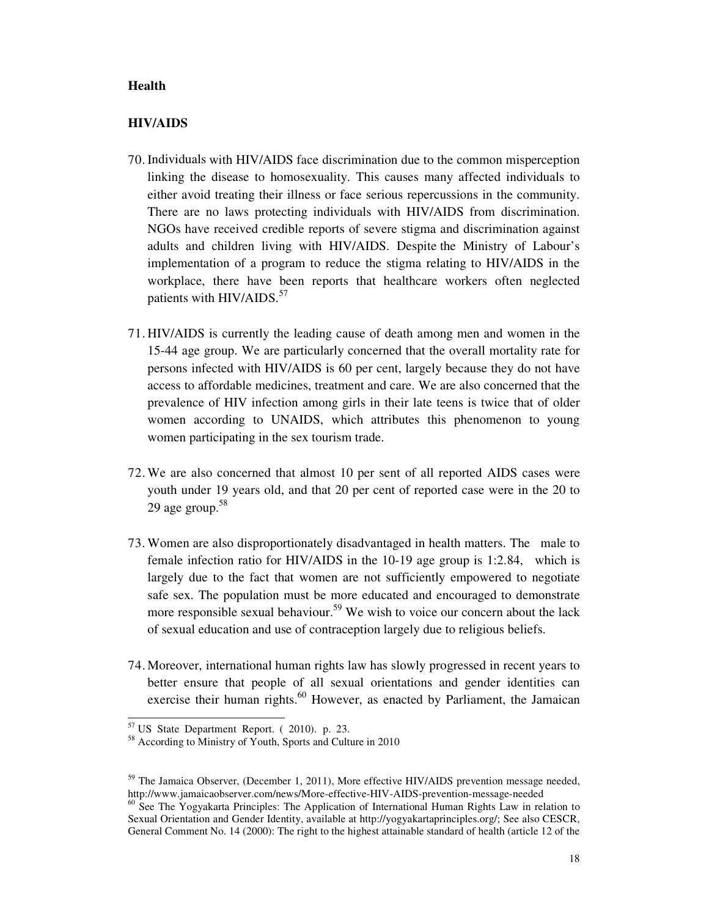**Health**

**HIV/AIDS**

70. Individuals with HIV/AIDS face discrimination due to the common misperception linking the disease to homosexuality. This causes many affected individuals to either avoid treating their illness or face serious repercussions in the community. There are no laws protecting individuals with HIV/AIDS from discrimination. NGOs have received credible reports of severe stigma and discrimination against adults and children living with HIV/AIDS. Despite the Ministry of Labour's implementation of a program to reduce the stigma relating to HIV/AIDS in the workplace, there have been reports that healthcare workers often neglected patients with HIV/AIDS.[57]

71. HIV/AIDS is currently the leading cause of death among men and women in the 15-44 age group. We are particularly concerned that the overall mortality rate for persons infected with HIV/AIDS is 60 per cent, largely because they do not have access to affordable medicines, treatment and care. We are also concerned that the prevalence of HIV infection among girls in their late teens is twice that of older women according to UNAIDS, which attributes this phenomenon to young women participating in the sex tourism trade.

72. We are also concerned that almost 10 per sent of all reported AIDS cases were youth under 19 years old, and that 20 per cent of reported case were in the 20 to 29 age group.[58]

73. Women are also disproportionately disadvantaged in health matters. The male to female infection ratio for HIV/AIDS in the 10-19 age group is 1:2.84, which is largely due to the fact that women are not sufficiently empowered to negotiate safe sex. The population must be more educated and encouraged to demonstrate more responsible sexual behaviour.[59] We wish to voice our concern about the lack of sexual education and use of contraception largely due to religious beliefs.

74. Moreover, international human rights law has slowly progressed in recent years to better ensure that people of all sexual orientations and gender identities can exercise their human rights.[60] However, as enacted by Parliament, the Jamaican

---

[57] US State Department Report. ( 2010). p. 23.

[58] According to Ministry of Youth, Sports and Culture in 2010

[59] The Jamaica Observer, (December 1, 2011), More effective HIV/AIDS prevention message needed, http://www.jamaicaobserver.com/news/More-effective-HIV-AIDS-prevention-message-needed

[60] See The Yogyakarta Principles: The Application of International Human Rights Law in relation to Sexual Orientation and Gender Identity, available at http://yogyakartaprinciples.org/; See also CESCR, General Comment No. 14 (2000): The right to the highest attainable standard of health (article 12 of the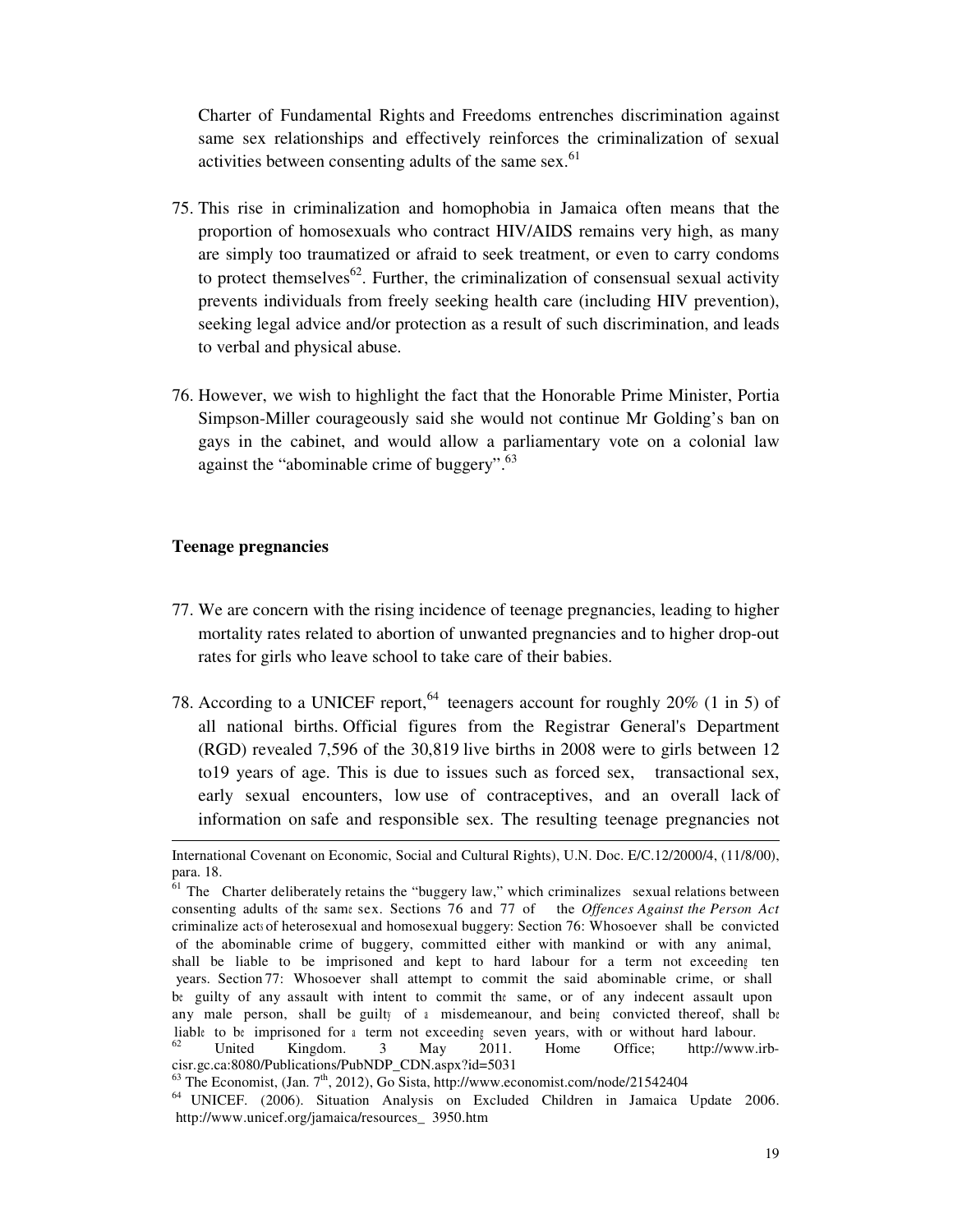Charter of Fundamental Rights and Freedoms entrenches discrimination against same sex relationships and effectively reinforces the criminalization of sexual activities between consenting adults of the same sex.[61]

75. This rise in criminalization and homophobia in Jamaica often means that the proportion of homosexuals who contract HIV/AIDS remains very high, as many are simply too traumatized or afraid to seek treatment, or even to carry condoms to protect themselves[62]. Further, the criminalization of consensual sexual activity prevents individuals from freely seeking health care (including HIV prevention), seeking legal advice and/or protection as a result of such discrimination, and leads to verbal and physical abuse.

76. However, we wish to highlight the fact that the Honorable Prime Minister, Portia Simpson-Miller courageously said she would not continue Mr Golding's ban on gays in the cabinet, and would allow a parliamentary vote on a colonial law against the "abominable crime of buggery".[63]

**Teenage pregnancies**

77. We are concern with the rising incidence of teenage pregnancies, leading to higher mortality rates related to abortion of unwanted pregnancies and to higher drop-out rates for girls who leave school to take care of their babies.

78. According to a UNICEF report,[64] teenagers account for roughly 20% (1 in 5) of all national births. Official figures from the Registrar General's Department (RGD) revealed 7,596 of the 30,819 live births in 2008 were to girls between 12 to19 years of age. This is due to issues such as forced sex, transactional sex, early sexual encounters, low use of contraceptives, and an overall lack of information on safe and responsible sex. The resulting teenage pregnancies not

---

International Covenant on Economic, Social and Cultural Rights), U.N. Doc. E/C.12/2000/4, (11/8/00), para. 18.

[61] The Charter deliberately retains the "buggery law," which criminalizes sexual relations between consenting adults of the same sex. Sections 76 and 77 of the *Offences Against the Person Act* criminalize acts of heterosexual and homosexual buggery: Section 76: Whosoever shall be convicted of the abominable crime of buggery, committed either with mankind or with any animal, shall be liable to be imprisoned and kept to hard labour for a term not exceeding ten years. Section 77: Whosoever shall attempt to commit the said abominable crime, or shall be guilty of any assault with intent to commit the same, or of any indecent assault upon any male person, shall be guilty of a misdemeanour, and being convicted thereof, shall be liable to be imprisoned for a term not exceeding seven years, with or without hard labour.

[62] United Kingdom. 3 May 2011. Home Office; http://www.irb-cisr.gc.ca:8080/Publications/PubNDP_CDN.aspx?id=5031

[63] The Economist, (Jan. 7th, 2012), Go Sista, http://www.economist.com/node/21542404

[64] UNICEF. (2006). Situation Analysis on Excluded Children in Jamaica Update 2006. http://www.unicef.org/jamaica/resources_ 3950.htm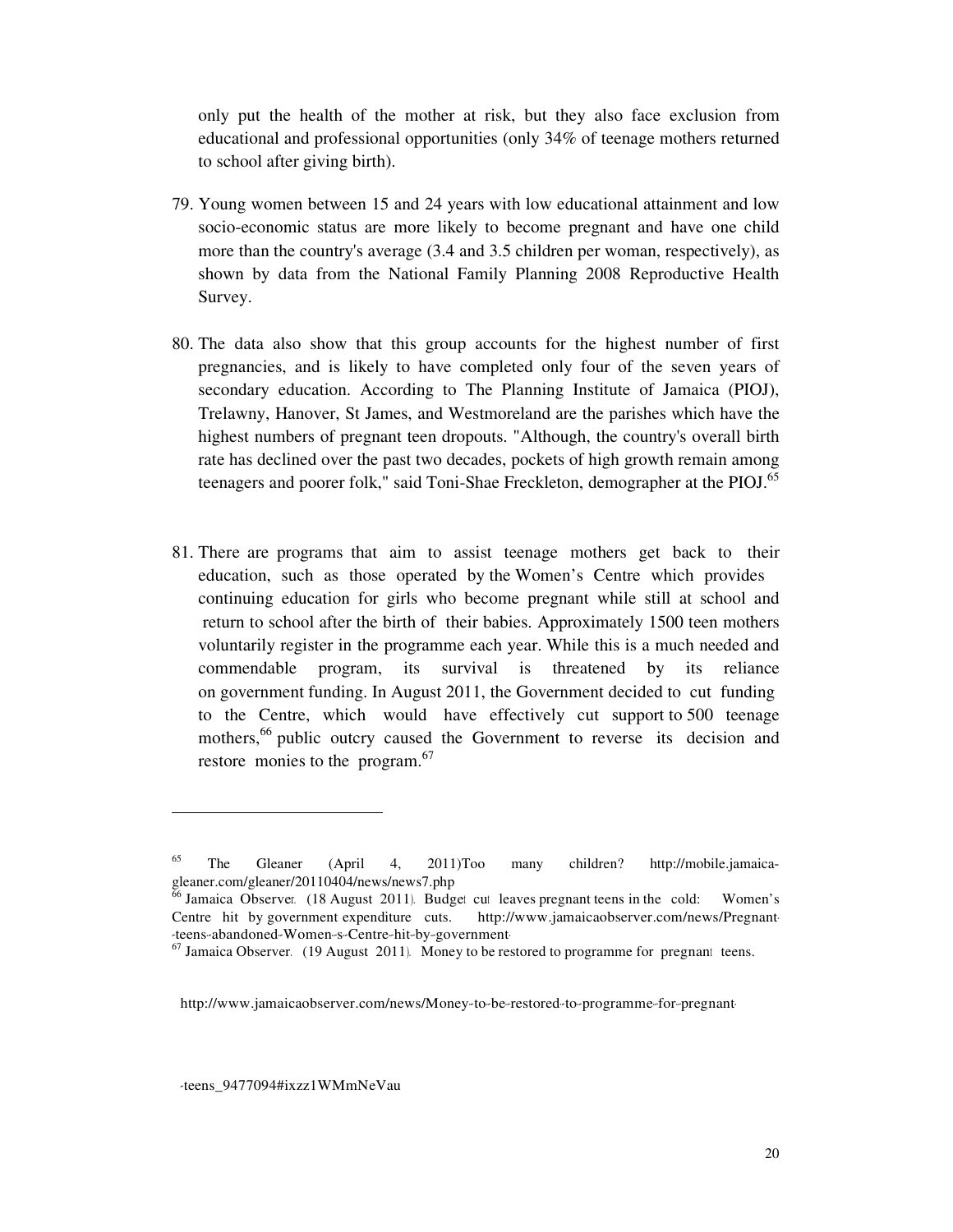only put the health of the mother at risk, but they also face exclusion from educational and professional opportunities (only 34% of teenage mothers returned to school after giving birth).

79. Young women between 15 and 24 years with low educational attainment and low socio-economic status are more likely to become pregnant and have one child more than the country's average (3.4 and 3.5 children per woman, respectively), as shown by data from the National Family Planning 2008 Reproductive Health Survey.

80. The data also show that this group accounts for the highest number of first pregnancies, and is likely to have completed only four of the seven years of secondary education. According to The Planning Institute of Jamaica (PIOJ), Trelawny, Hanover, St James, and Westmoreland are the parishes which have the highest numbers of pregnant teen dropouts. "Although, the country's overall birth rate has declined over the past two decades, pockets of high growth remain among teenagers and poorer folk," said Toni-Shae Freckleton, demographer at the PIOJ.[65]

81. There are programs that aim to assist teenage mothers get back to their education, such as those operated by the Women's Centre which provides continuing education for girls who become pregnant while still at school and return to school after the birth of their babies. Approximately 1500 teen mothers voluntarily register in the programme each year. While this is a much needed and commendable program, its survival is threatened by its reliance on government funding. In August 2011, the Government decided to cut funding to the Centre, which would have effectively cut support to 500 teenage mothers,[66] public outcry caused the Government to reverse its decision and restore monies to the program.[67]

---

[65] The Gleaner (April 4, 2011)Too many children? http://mobile.jamaica-gleaner.com/gleaner/20110404/news/news7.php

[66] Jamaica Observer. (18 August 2011). Budget cut leaves pregnant teens in the cold: Women's Centre hit by government expenditure cuts. http://www.jamaicaobserver.com/news/Pregnant--teens-abandoned-Women-s-Centre-hit-by-government-

[67] Jamaica Observer. (19 August 2011). Money to be restored to programme for pregnant teens.

http://www.jamaicaobserver.com/news/Money-to-be-restored-to-programme-for-pregnant-

-teens_9477094#ixzz1WMmNeVau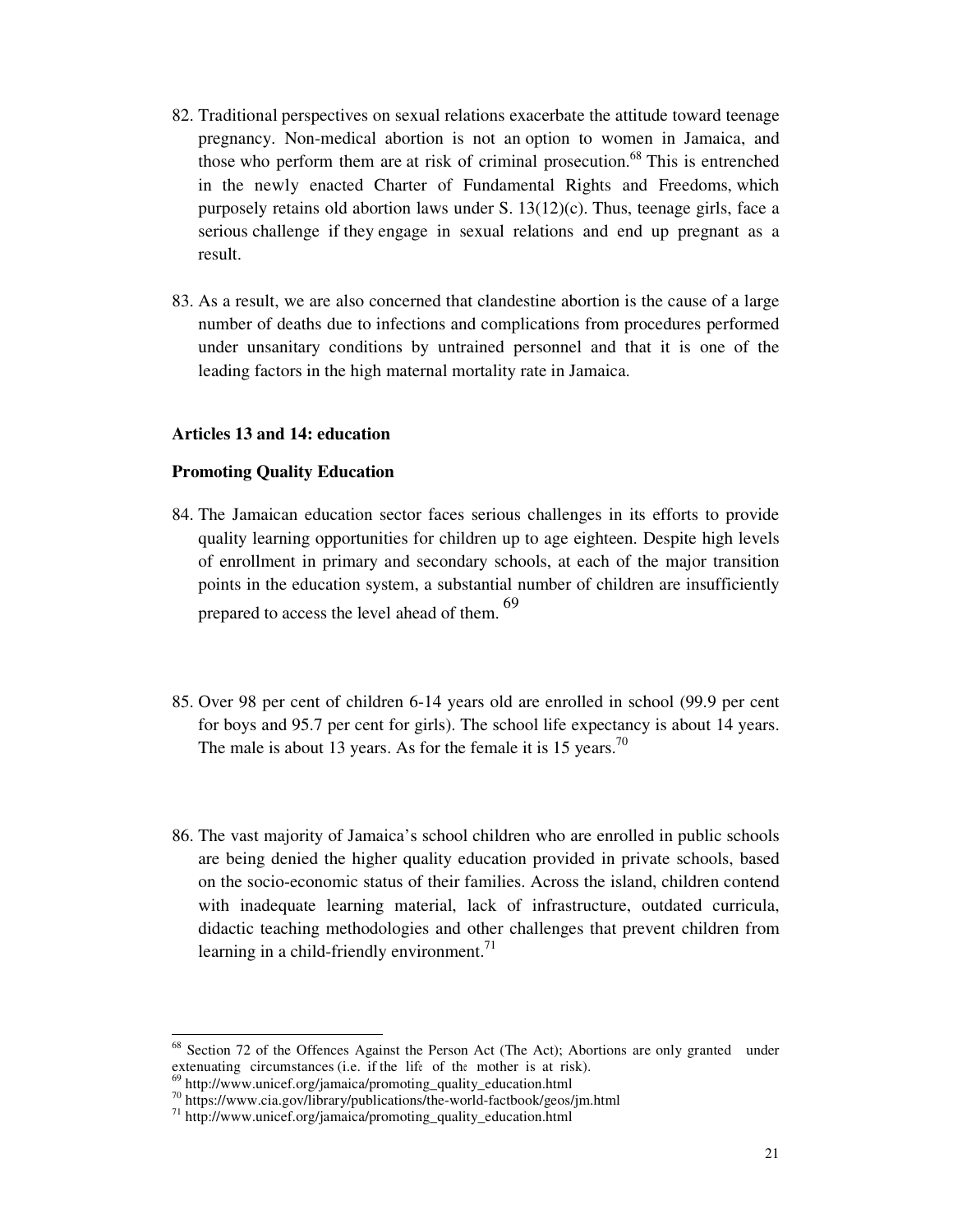82. Traditional perspectives on sexual relations exacerbate the attitude toward teenage pregnancy. Non-medical abortion is not an option to women in Jamaica, and those who perform them are at risk of criminal prosecution.[68] This is entrenched in the newly enacted Charter of Fundamental Rights and Freedoms, which purposely retains old abortion laws under S. 13(12)(c). Thus, teenage girls, face a serious challenge if they engage in sexual relations and end up pregnant as a result.

83. As a result, we are also concerned that clandestine abortion is the cause of a large number of deaths due to infections and complications from procedures performed under unsanitary conditions by untrained personnel and that it is one of the leading factors in the high maternal mortality rate in Jamaica.

**Articles 13 and 14: education**

**Promoting Quality Education**

84. The Jamaican education sector faces serious challenges in its efforts to provide quality learning opportunities for children up to age eighteen. Despite high levels of enrollment in primary and secondary schools, at each of the major transition points in the education system, a substantial number of children are insufficiently prepared to access the level ahead of them. [69]

85. Over 98 per cent of children 6-14 years old are enrolled in school (99.9 per cent for boys and 95.7 per cent for girls). The school life expectancy is about 14 years. The male is about 13 years. As for the female it is 15 years.[70]

86. The vast majority of Jamaica's school children who are enrolled in public schools are being denied the higher quality education provided in private schools, based on the socio-economic status of their families. Across the island, children contend with inadequate learning material, lack of infrastructure, outdated curricula, didactic teaching methodologies and other challenges that prevent children from learning in a child-friendly environment.[71]

---

[68] Section 72 of the Offences Against the Person Act (The Act); Abortions are only granted under extenuating circumstances (i.e. if the life of the mother is at risk).

[69] http://www.unicef.org/jamaica/promoting_quality_education.html

[70] https://www.cia.gov/library/publications/the-world-factbook/geos/jm.html

[71] http://www.unicef.org/jamaica/promoting_quality_education.html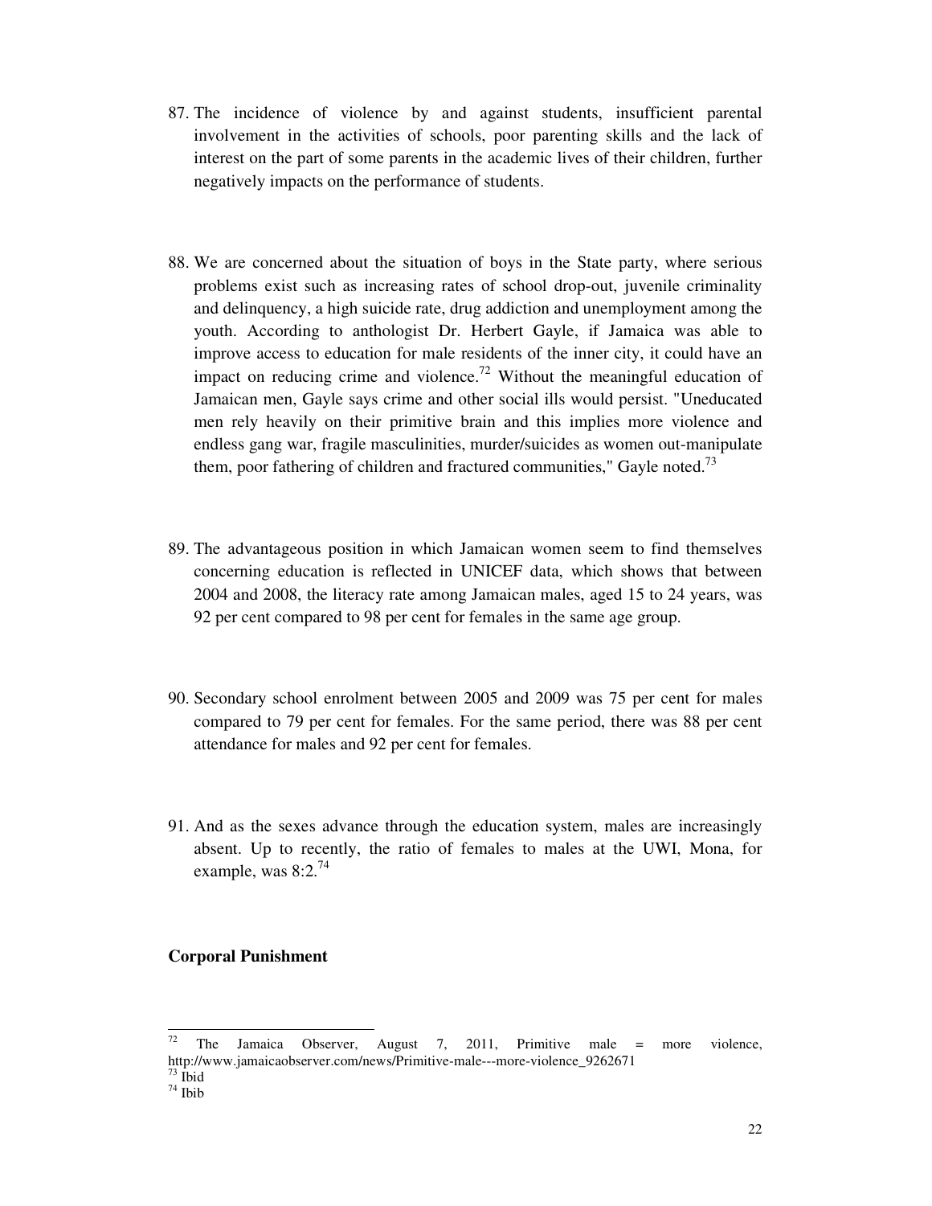87. The incidence of violence by and against students, insufficient parental involvement in the activities of schools, poor parenting skills and the lack of interest on the part of some parents in the academic lives of their children, further negatively impacts on the performance of students.

88. We are concerned about the situation of boys in the State party, where serious problems exist such as increasing rates of school drop-out, juvenile criminality and delinquency, a high suicide rate, drug addiction and unemployment among the youth. According to anthologist Dr. Herbert Gayle, if Jamaica was able to improve access to education for male residents of the inner city, it could have an impact on reducing crime and violence.[72] Without the meaningful education of Jamaican men, Gayle says crime and other social ills would persist. "Uneducated men rely heavily on their primitive brain and this implies more violence and endless gang war, fragile masculinities, murder/suicides as women out-manipulate them, poor fathering of children and fractured communities," Gayle noted.[73]

89. The advantageous position in which Jamaican women seem to find themselves concerning education is reflected in UNICEF data, which shows that between 2004 and 2008, the literacy rate among Jamaican males, aged 15 to 24 years, was 92 per cent compared to 98 per cent for females in the same age group.

90. Secondary school enrolment between 2005 and 2009 was 75 per cent for males compared to 79 per cent for females. For the same period, there was 88 per cent attendance for males and 92 per cent for females.

91. And as the sexes advance through the education system, males are increasingly absent. Up to recently, the ratio of females to males at the UWI, Mona, for example, was 8:2.[74]

**Corporal Punishment**

---

[72] The Jamaica Observer, August 7, 2011, Primitive male = more violence, http://www.jamaicaobserver.com/news/Primitive-male---more-violence_9262671

[73] Ibid

[74] Ibib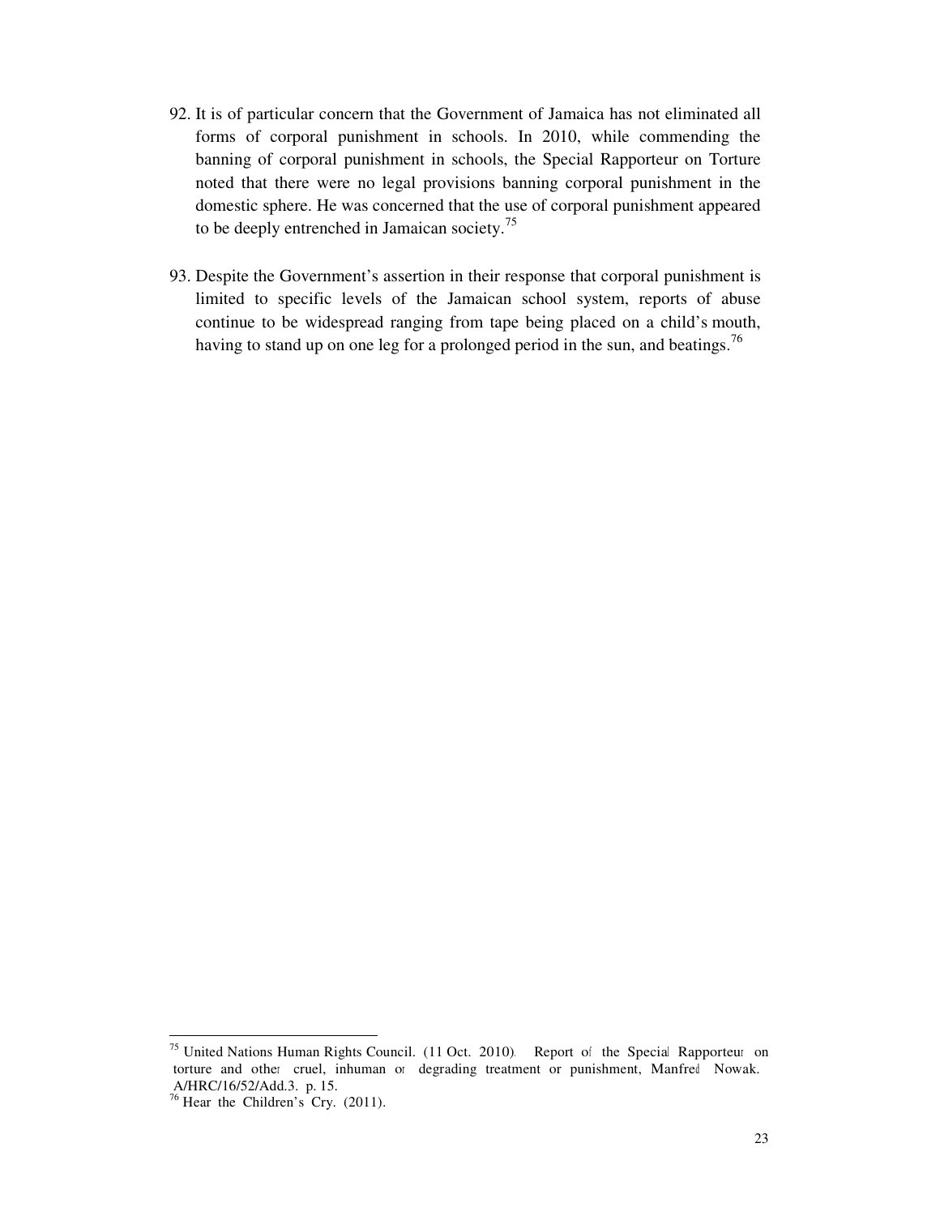92. It is of particular concern that the Government of Jamaica has not eliminated all forms of corporal punishment in schools. In 2010, while commending the banning of corporal punishment in schools, the Special Rapporteur on Torture noted that there were no legal provisions banning corporal punishment in the domestic sphere. He was concerned that the use of corporal punishment appeared to be deeply entrenched in Jamaican society.[75]

93. Despite the Government's assertion in their response that corporal punishment is limited to specific levels of the Jamaican school system, reports of abuse continue to be widespread ranging from tape being placed on a child's mouth, having to stand up on one leg for a prolonged period in the sun, and beatings.[76]

---

[75] United Nations Human Rights Council. (11 Oct. 2010). Report of the Special Rapporteur on torture and other cruel, inhuman or degrading treatment or punishment, Manfred Nowak. A/HRC/16/52/Add.3. p. 15.

[76] Hear the Children's Cry. (2011).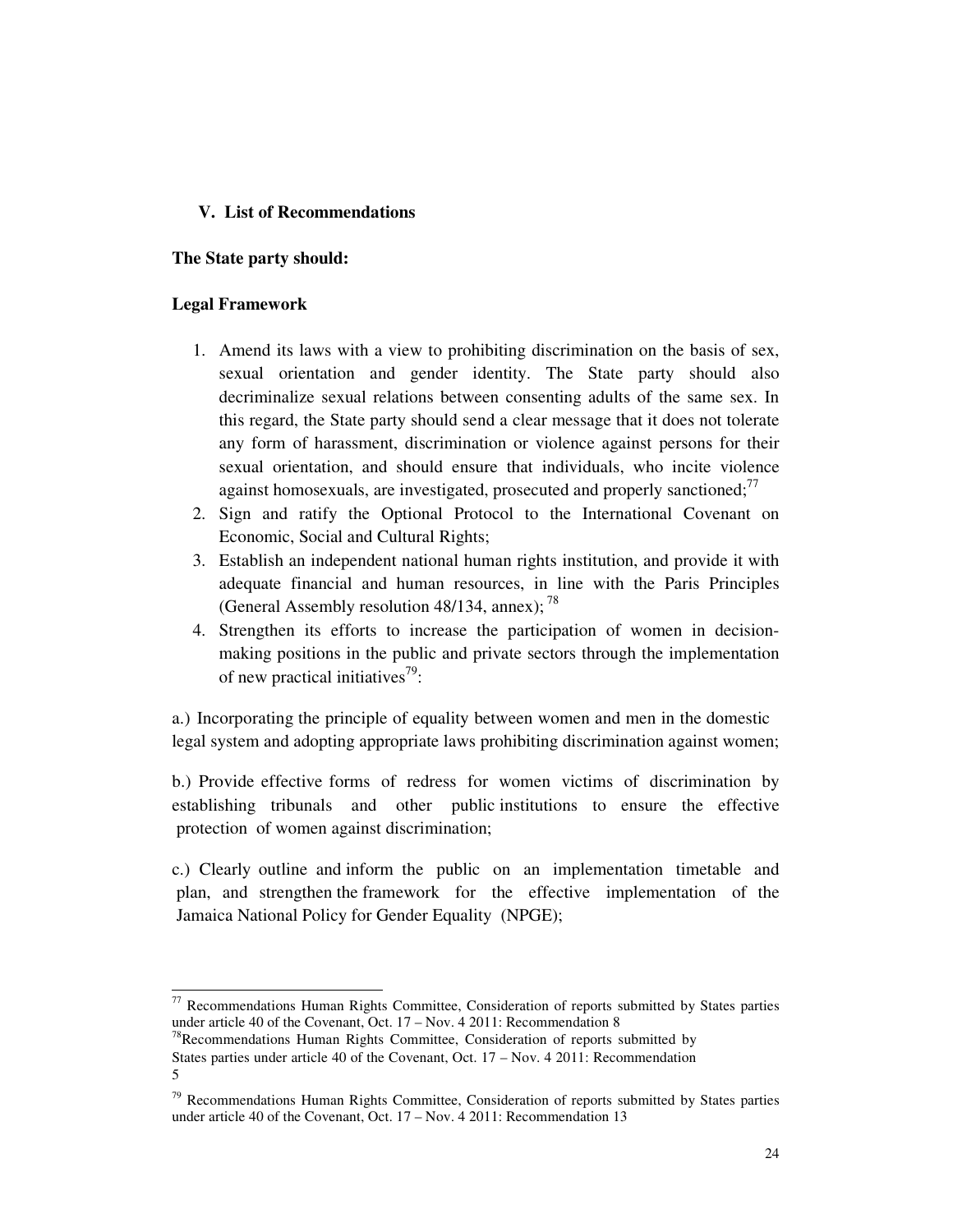## V. List of Recommendations

**The State party should:**

**Legal Framework**

1. Amend its laws with a view to prohibiting discrimination on the basis of sex, sexual orientation and gender identity. The State party should also decriminalize sexual relations between consenting adults of the same sex. In this regard, the State party should send a clear message that it does not tolerate any form of harassment, discrimination or violence against persons for their sexual orientation, and should ensure that individuals, who incite violence against homosexuals, are investigated, prosecuted and properly sanctioned;[77]
2. Sign and ratify the Optional Protocol to the International Covenant on Economic, Social and Cultural Rights;
3. Establish an independent national human rights institution, and provide it with adequate financial and human resources, in line with the Paris Principles (General Assembly resolution 48/134, annex); [78]
4. Strengthen its efforts to increase the participation of women in decision-making positions in the public and private sectors through the implementation of new practical initiatives[79]:

a.) Incorporating the principle of equality between women and men in the domestic legal system and adopting appropriate laws prohibiting discrimination against women;

b.) Provide effective forms of redress for women victims of discrimination by establishing tribunals and other public institutions to ensure the effective protection of women against discrimination;

c.) Clearly outline and inform the public on an implementation timetable and plan, and strengthen the framework for the effective implementation of the Jamaica National Policy for Gender Equality (NPGE);

---

[77] Recommendations Human Rights Committee, Consideration of reports submitted by States parties under article 40 of the Covenant, Oct. 17 – Nov. 4 2011: Recommendation 8

[78] Recommendations Human Rights Committee, Consideration of reports submitted by States parties under article 40 of the Covenant, Oct. 17 – Nov. 4 2011: Recommendation 5

[79] Recommendations Human Rights Committee, Consideration of reports submitted by States parties under article 40 of the Covenant, Oct. 17 – Nov. 4 2011: Recommendation 13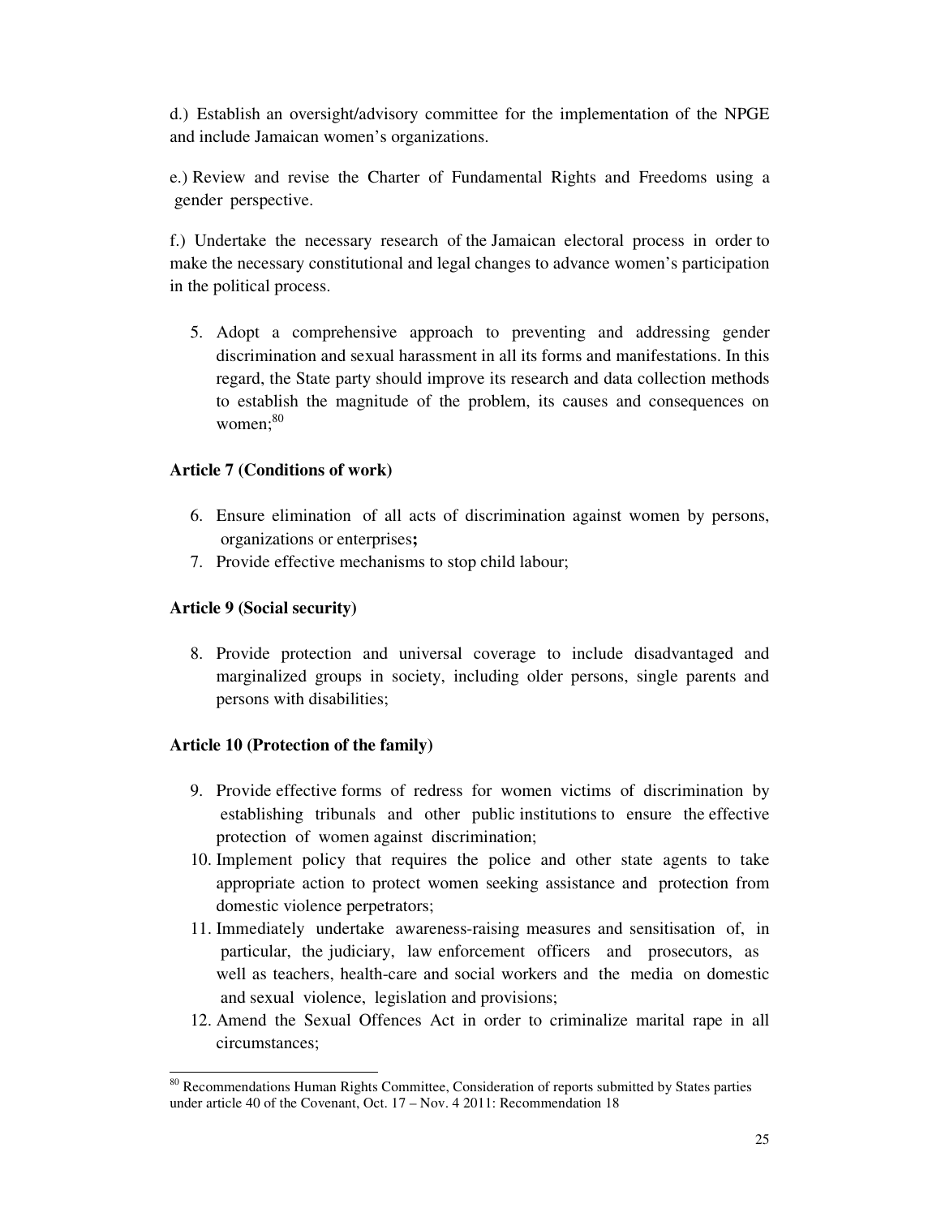d.) Establish an oversight/advisory committee for the implementation of the NPGE and include Jamaican women's organizations.

e.) Review and revise the Charter of Fundamental Rights and Freedoms using a gender perspective.

f.) Undertake the necessary research of the Jamaican electoral process in order to make the necessary constitutional and legal changes to advance women's participation in the political process.

5. Adopt a comprehensive approach to preventing and addressing gender discrimination and sexual harassment in all its forms and manifestations. In this regard, the State party should improve its research and data collection methods to establish the magnitude of the problem, its causes and consequences on women;[80]

**Article 7 (Conditions of work)**

6. Ensure elimination of all acts of discrimination against women by persons, organizations or enterprises**;**
7. Provide effective mechanisms to stop child labour;

**Article 9 (Social security)**

8. Provide protection and universal coverage to include disadvantaged and marginalized groups in society, including older persons, single parents and persons with disabilities;

**Article 10 (Protection of the family)**

9. Provide effective forms of redress for women victims of discrimination by establishing tribunals and other public institutions to ensure the effective protection of women against discrimination;
10. Implement policy that requires the police and other state agents to take appropriate action to protect women seeking assistance and protection from domestic violence perpetrators;
11. Immediately undertake awareness-raising measures and sensitisation of, in particular, the judiciary, law enforcement officers and prosecutors, as well as teachers, health-care and social workers and the media on domestic and sexual violence, legislation and provisions;
12. Amend the Sexual Offences Act in order to criminalize marital rape in all circumstances;

---

[80] Recommendations Human Rights Committee, Consideration of reports submitted by States parties under article 40 of the Covenant, Oct. 17 – Nov. 4 2011: Recommendation 18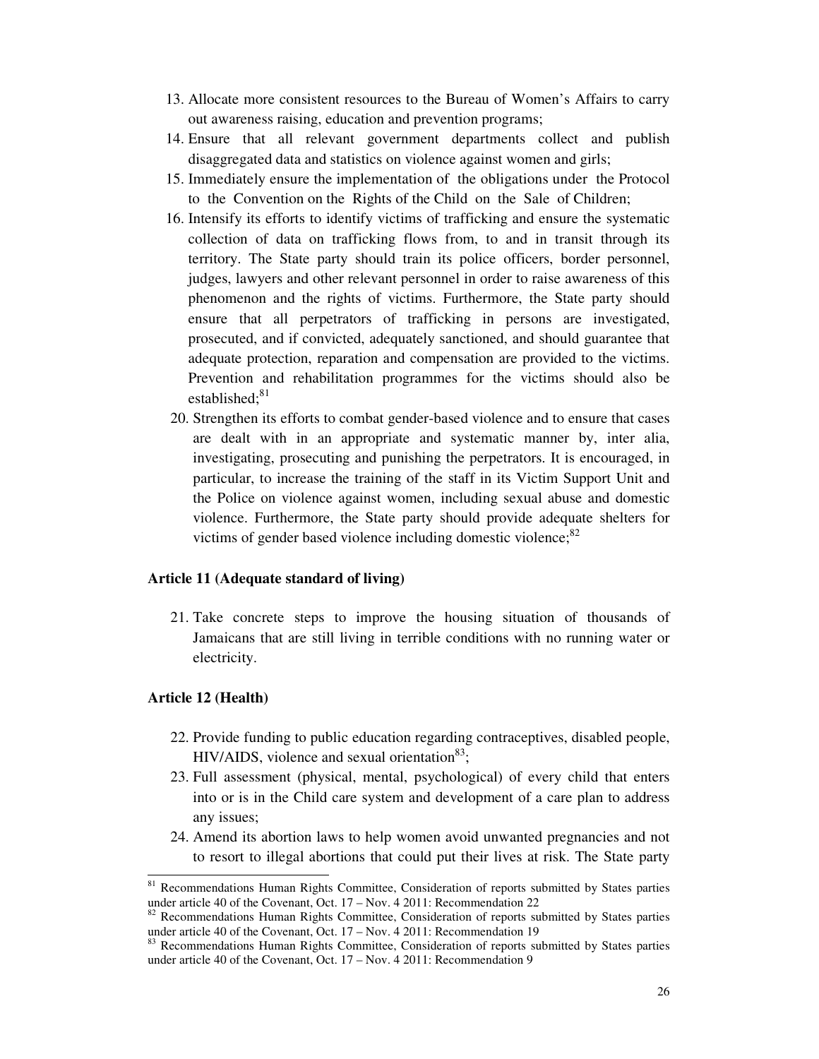13. Allocate more consistent resources to the Bureau of Women's Affairs to carry out awareness raising, education and prevention programs;
14. Ensure that all relevant government departments collect and publish disaggregated data and statistics on violence against women and girls;
15. Immediately ensure the implementation of the obligations under the Protocol to the Convention on the Rights of the Child on the Sale of Children;
16. Intensify its efforts to identify victims of trafficking and ensure the systematic collection of data on trafficking flows from, to and in transit through its territory. The State party should train its police officers, border personnel, judges, lawyers and other relevant personnel in order to raise awareness of this phenomenon and the rights of victims. Furthermore, the State party should ensure that all perpetrators of trafficking in persons are investigated, prosecuted, and if convicted, adequately sanctioned, and should guarantee that adequate protection, reparation and compensation are provided to the victims. Prevention and rehabilitation programmes for the victims should also be established;[81]

20. Strengthen its efforts to combat gender-based violence and to ensure that cases are dealt with in an appropriate and systematic manner by, inter alia, investigating, prosecuting and punishing the perpetrators. It is encouraged, in particular, to increase the training of the staff in its Victim Support Unit and the Police on violence against women, including sexual abuse and domestic violence. Furthermore, the State party should provide adequate shelters for victims of gender based violence including domestic violence;[82]

**Article 11 (Adequate standard of living)**

21. Take concrete steps to improve the housing situation of thousands of Jamaicans that are still living in terrible conditions with no running water or electricity.

**Article 12 (Health)**

22. Provide funding to public education regarding contraceptives, disabled people, HIV/AIDS, violence and sexual orientation[83];
23. Full assessment (physical, mental, psychological) of every child that enters into or is in the Child care system and development of a care plan to address any issues;
24. Amend its abortion laws to help women avoid unwanted pregnancies and not to resort to illegal abortions that could put their lives at risk. The State party

---

[81] Recommendations Human Rights Committee, Consideration of reports submitted by States parties under article 40 of the Covenant, Oct. 17 – Nov. 4 2011: Recommendation 22

[82] Recommendations Human Rights Committee, Consideration of reports submitted by States parties under article 40 of the Covenant, Oct. 17 – Nov. 4 2011: Recommendation 19

[83] Recommendations Human Rights Committee, Consideration of reports submitted by States parties under article 40 of the Covenant, Oct. 17 – Nov. 4 2011: Recommendation 9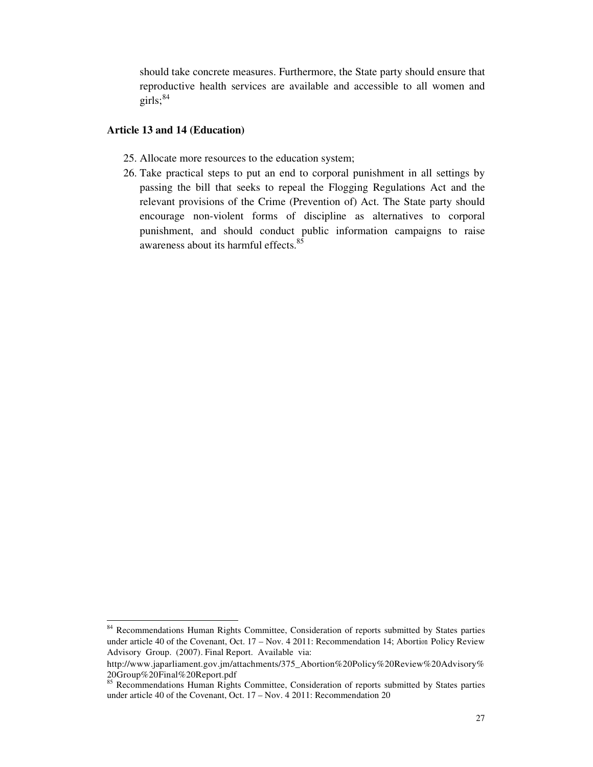should take concrete measures. Furthermore, the State party should ensure that reproductive health services are available and accessible to all women and girls;[84]

**Article 13 and 14 (Education)**

25. Allocate more resources to the education system;
26. Take practical steps to put an end to corporal punishment in all settings by passing the bill that seeks to repeal the Flogging Regulations Act and the relevant provisions of the Crime (Prevention of) Act. The State party should encourage non-violent forms of discipline as alternatives to corporal punishment, and should conduct public information campaigns to raise awareness about its harmful effects.[85]

---

[84] Recommendations Human Rights Committee, Consideration of reports submitted by States parties under article 40 of the Covenant, Oct. 17 – Nov. 4 2011: Recommendation 14; Abortion Policy Review Advisory Group. (2007). Final Report. Available via: http://www.japarliament.gov.jm/attachments/375_Abortion%20Policy%20Review%20Advisory%20Group%20Final%20Report.pdf

[85] Recommendations Human Rights Committee, Consideration of reports submitted by States parties under article 40 of the Covenant, Oct. 17 – Nov. 4 2011: Recommendation 20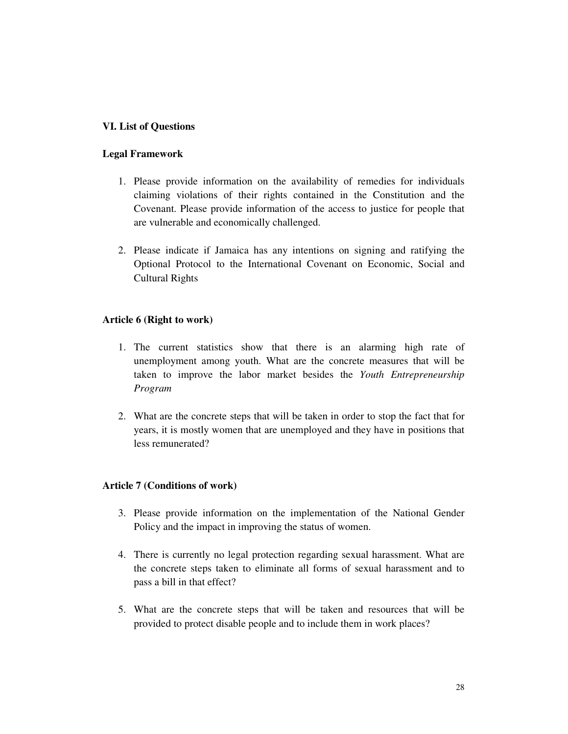## VI. List of Questions

### Legal Framework

1. Please provide information on the availability of remedies for individuals claiming violations of their rights contained in the Constitution and the Covenant. Please provide information of the access to justice for people that are vulnerable and economically challenged.

2. Please indicate if Jamaica has any intentions on signing and ratifying the Optional Protocol to the International Covenant on Economic, Social and Cultural Rights

### Article 6 (Right to work)

1. The current statistics show that there is an alarming high rate of unemployment among youth. What are the concrete measures that will be taken to improve the labor market besides the *Youth Entrepreneurship Program*

2. What are the concrete steps that will be taken in order to stop the fact that for years, it is mostly women that are unemployed and they have in positions that less remunerated?

### Article 7 (Conditions of work)

3. Please provide information on the implementation of the National Gender Policy and the impact in improving the status of women.

4. There is currently no legal protection regarding sexual harassment. What are the concrete steps taken to eliminate all forms of sexual harassment and to pass a bill in that effect?

5. What are the concrete steps that will be taken and resources that will be provided to protect disable people and to include them in work places?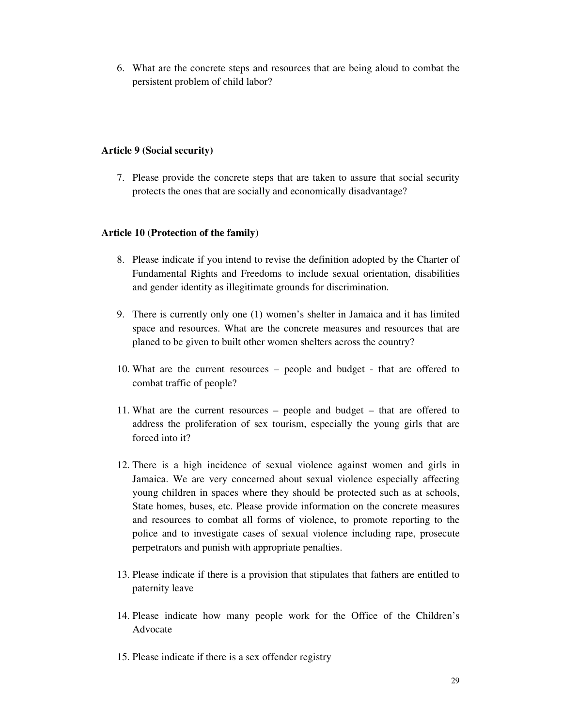6. What are the concrete steps and resources that are being aloud to combat the persistent problem of child labor?

**Article 9 (Social security)**

7. Please provide the concrete steps that are taken to assure that social security protects the ones that are socially and economically disadvantage?

**Article 10 (Protection of the family)**

8. Please indicate if you intend to revise the definition adopted by the Charter of Fundamental Rights and Freedoms to include sexual orientation, disabilities and gender identity as illegitimate grounds for discrimination.

9. There is currently only one (1) women's shelter in Jamaica and it has limited space and resources. What are the concrete measures and resources that are planed to be given to built other women shelters across the country?

10. What are the current resources – people and budget - that are offered to combat traffic of people?

11. What are the current resources – people and budget – that are offered to address the proliferation of sex tourism, especially the young girls that are forced into it?

12. There is a high incidence of sexual violence against women and girls in Jamaica. We are very concerned about sexual violence especially affecting young children in spaces where they should be protected such as at schools, State homes, buses, etc. Please provide information on the concrete measures and resources to combat all forms of violence, to promote reporting to the police and to investigate cases of sexual violence including rape, prosecute perpetrators and punish with appropriate penalties.

13. Please indicate if there is a provision that stipulates that fathers are entitled to paternity leave

14. Please indicate how many people work for the Office of the Children's Advocate

15. Please indicate if there is a sex offender registry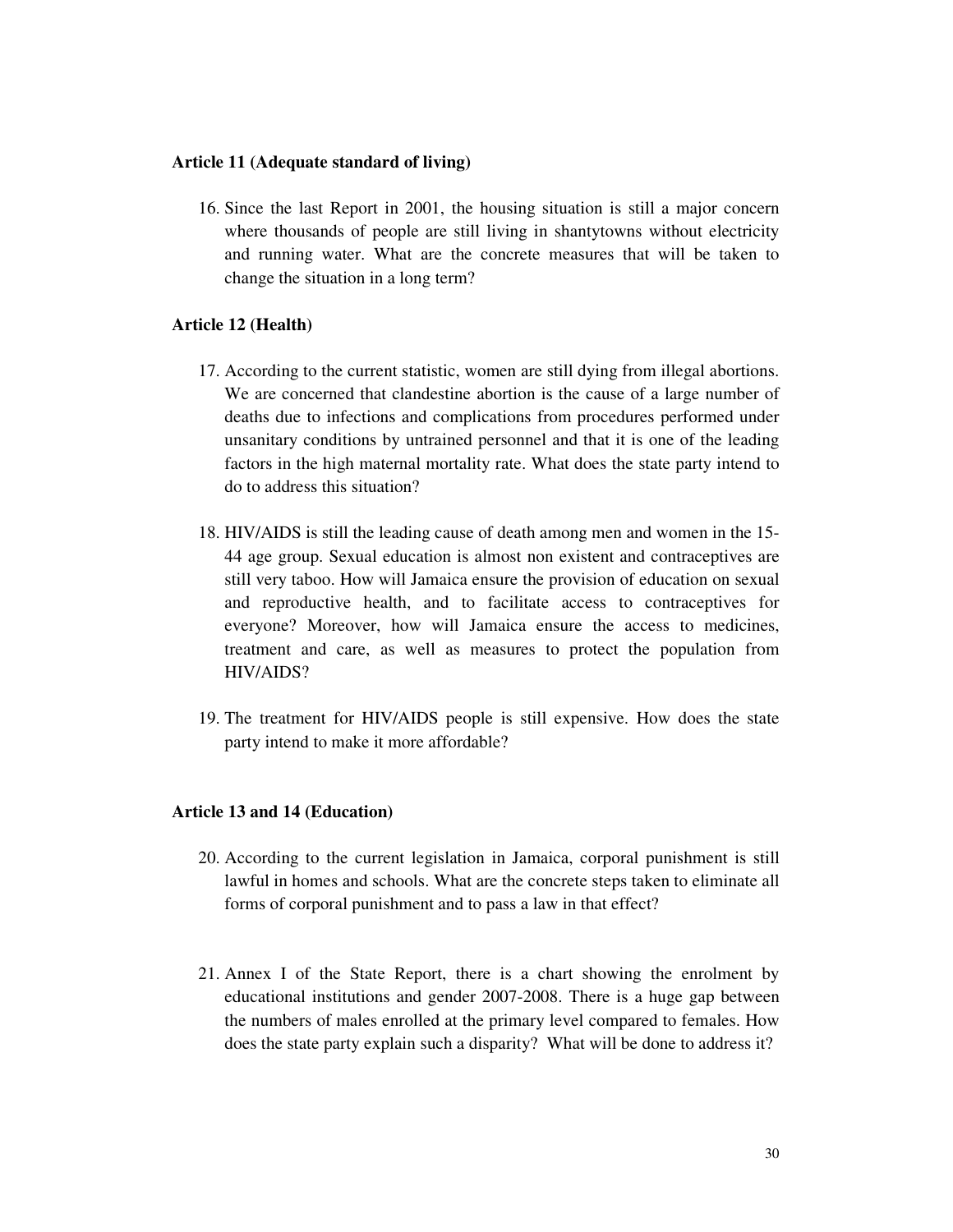**Article 11 (Adequate standard of living)**

16. Since the last Report in 2001, the housing situation is still a major concern where thousands of people are still living in shantytowns without electricity and running water. What are the concrete measures that will be taken to change the situation in a long term?

**Article 12 (Health)**

17. According to the current statistic, women are still dying from illegal abortions. We are concerned that clandestine abortion is the cause of a large number of deaths due to infections and complications from procedures performed under unsanitary conditions by untrained personnel and that it is one of the leading factors in the high maternal mortality rate. What does the state party intend to do to address this situation?

18. HIV/AIDS is still the leading cause of death among men and women in the 15-44 age group. Sexual education is almost non existent and contraceptives are still very taboo. How will Jamaica ensure the provision of education on sexual and reproductive health, and to facilitate access to contraceptives for everyone? Moreover, how will Jamaica ensure the access to medicines, treatment and care, as well as measures to protect the population from HIV/AIDS?

19. The treatment for HIV/AIDS people is still expensive. How does the state party intend to make it more affordable?

**Article 13 and 14 (Education)**

20. According to the current legislation in Jamaica, corporal punishment is still lawful in homes and schools. What are the concrete steps taken to eliminate all forms of corporal punishment and to pass a law in that effect?

21. Annex I of the State Report, there is a chart showing the enrolment by educational institutions and gender 2007-2008. There is a huge gap between the numbers of males enrolled at the primary level compared to females. How does the state party explain such a disparity? What will be done to address it?